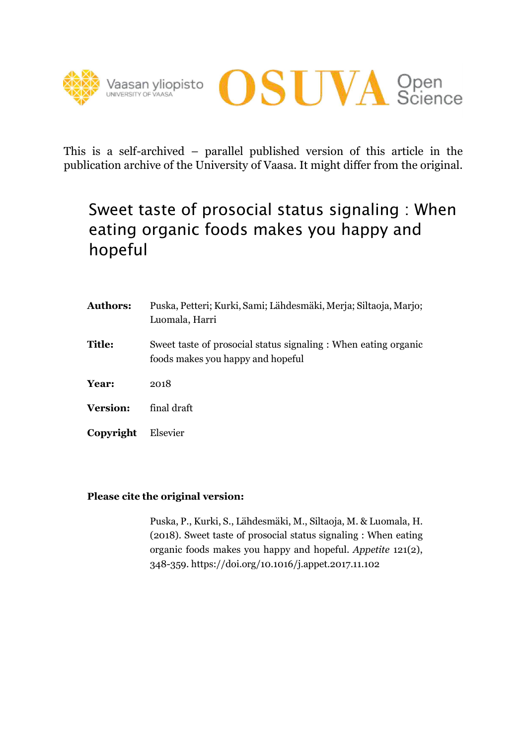This is a self-archived – parallel published version of this article in the publication archive of the University of Vaasa. It might differ from the original.

# Sweet taste of prosocial status signaling : When eating organic foods makes you happy and hopeful

**Authors:** Puska, Petteri; Kurki, Sami; Lähdesmäki, Merja; Siltaoja, Marjo; Luomala, Harri

**Title:** Sweet taste of prosocial status signaling : When eating organic foods makes you happy and hopeful

**Year:** 2018

**Version:** final draft

**Copyright** Elsevier

**Please cite the original version:**

Puska, P., Kurki, S., Lähdesmäki, M., Siltaoja, M. & Luomala, H. (2018). Sweet taste of prosocial status signaling : When eating organic foods makes you happy and hopeful. *Appetite* 121(2), 348-359. https://doi.org/10.1016/j.appet.2017.11.102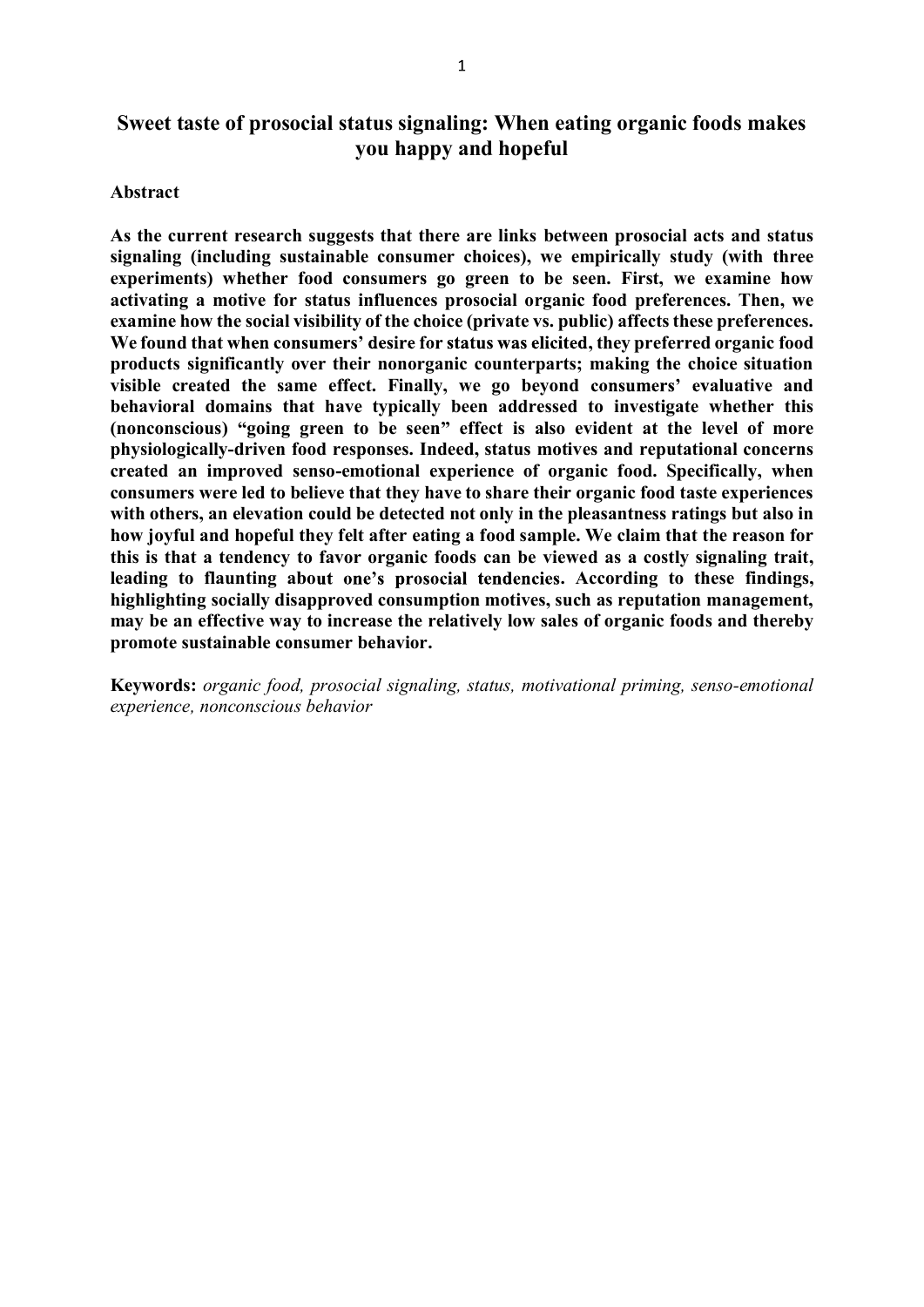# Sweet taste of prosocial status signaling: When eating organic foods makes you happy and hopeful

## Abstract

**As the current research suggests that there are links between prosocial acts and status signaling (including sustainable consumer choices), we empirically study (with three experiments) whether food consumers go green to be seen. First, we examine how activating a motive for status influences prosocial organic food preferences. Then, we examine how the social visibility of the choice (private vs. public) affects these preferences. We found that when consumers' desire for status was elicited, they preferred organic food products significantly over their nonorganic counterparts; making the choice situation visible created the same effect. Finally, we go beyond consumers' evaluative and behavioral domains that have typically been addressed to investigate whether this (nonconscious) "going green to be seen" effect is also evident at the level of more physiologically-driven food responses. Indeed, status motives and reputational concerns created an improved senso-emotional experience of organic food. Specifically, when consumers were led to believe that they have to share their organic food taste experiences with others, an elevation could be detected not only in the pleasantness ratings but also in how joyful and hopeful they felt after eating a food sample. We claim that the reason for this is that a tendency to favor organic foods can be viewed as a costly signaling trait, leading to flaunting about one's prosocial tendencies. According to these findings, highlighting socially disapproved consumption motives, such as reputation management, may be an effective way to increase the relatively low sales of organic foods and thereby promote sustainable consumer behavior.**

**Keywords:** *organic food, prosocial signaling, status, motivational priming, senso-emotional experience, nonconscious behavior*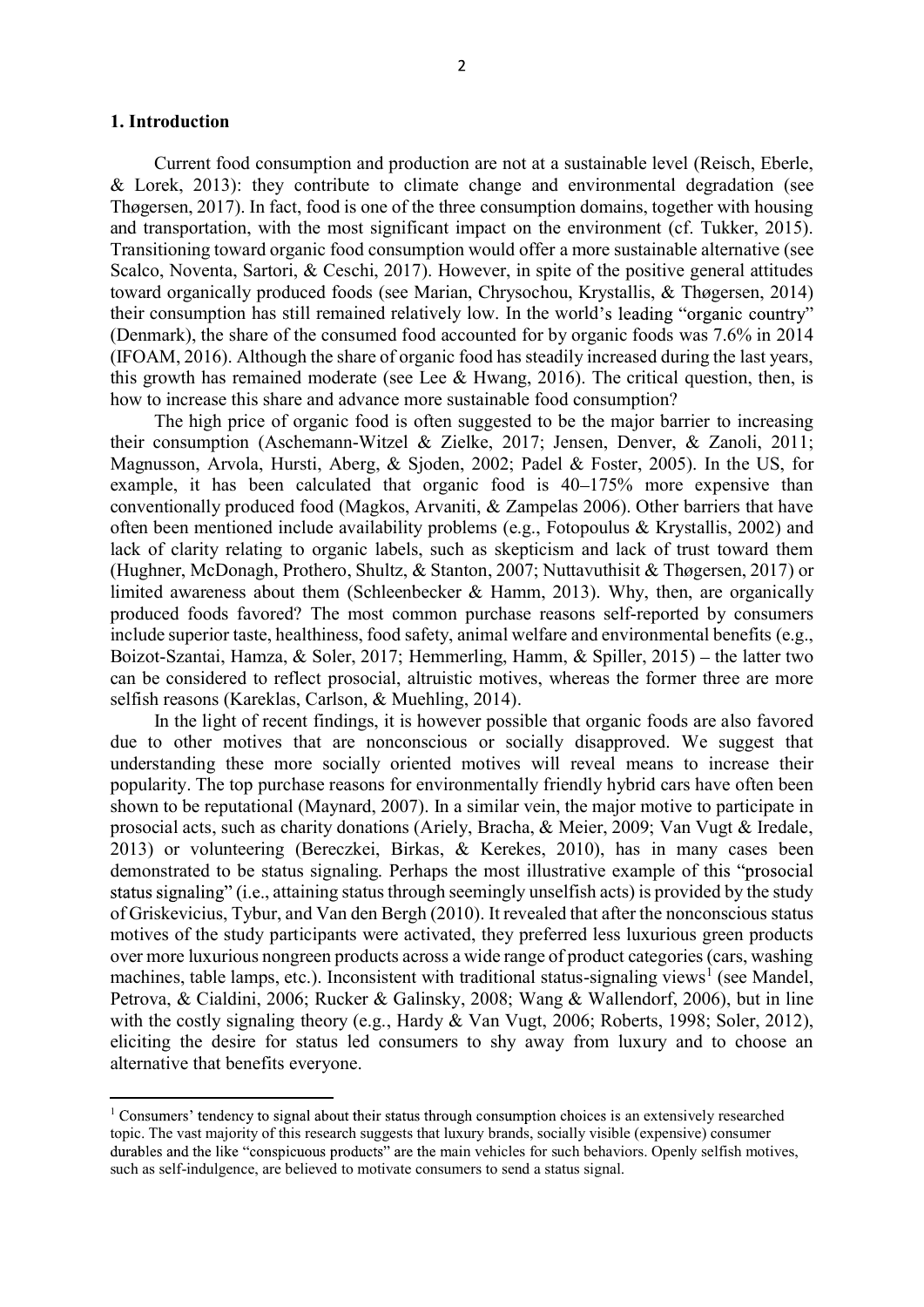## 1. Introduction

Current food consumption and production are not at a sustainable level (Reisch, Eberle, & Lorek, 2013): they contribute to climate change and environmental degradation (see Thøgersen, 2017). In fact, food is one of the three consumption domains, together with housing and transportation, with the most significant impact on the environment (cf. Tukker, 2015). Transitioning toward organic food consumption would offer a more sustainable alternative (see Scalco, Noventa, Sartori, & Ceschi, 2017). However, in spite of the positive general attitudes toward organically produced foods (see Marian, Chrysochou, Krystallis, & Thøgersen, 2014) their consumption has still remained relatively low. In the world's leading "organic country" (Denmark), the share of the consumed food accounted for by organic foods was 7.6% in 2014 (IFOAM, 2016). Although the share of organic food has steadily increased during the last years, this growth has remained moderate (see Lee & Hwang, 2016). The critical question, then, is how to increase this share and advance more sustainable food consumption?

The high price of organic food is often suggested to be the major barrier to increasing their consumption (Aschemann-Witzel & Zielke, 2017; Jensen, Denver, & Zanoli, 2011; Magnusson, Arvola, Hursti, Aberg, & Sjoden, 2002; Padel & Foster, 2005). In the US, for example, it has been calculated that organic food is 40–175% more expensive than conventionally produced food (Magkos, Arvaniti, & Zampelas 2006). Other barriers that have often been mentioned include availability problems (e.g., Fotopoulus & Krystallis, 2002) and lack of clarity relating to organic labels, such as skepticism and lack of trust toward them (Hughner, McDonagh, Prothero, Shultz, & Stanton, 2007; Nuttavuthisit & Thøgersen, 2017) or limited awareness about them (Schleenbecker & Hamm, 2013). Why, then, are organically produced foods favored? The most common purchase reasons self-reported by consumers include superior taste, healthiness, food safety, animal welfare and environmental benefits (e.g., Boizot-Szantai, Hamza, & Soler, 2017; Hemmerling, Hamm, & Spiller, 2015) – the latter two can be considered to reflect prosocial, altruistic motives, whereas the former three are more selfish reasons (Kareklas, Carlson, & Muehling, 2014).

In the light of recent findings, it is however possible that organic foods are also favored due to other motives that are nonconscious or socially disapproved. We suggest that understanding these more socially oriented motives will reveal means to increase their popularity. The top purchase reasons for environmentally friendly hybrid cars have often been shown to be reputational (Maynard, 2007). In a similar vein, the major motive to participate in prosocial acts, such as charity donations (Ariely, Bracha, & Meier, 2009; Van Vugt & Iredale, 2013) or volunteering (Bereczkei, Birkas, & Kerekes, 2010), has in many cases been demonstrated to be status signaling. Perhaps the most illustrative example of this "prosocial status signaling" (i.e., attaining status through seemingly unselfish acts) is provided by the study of Griskevicius, Tybur, and Van den Bergh (2010). It revealed that after the nonconscious status motives of the study participants were activated, they preferred less luxurious green products over more luxurious nongreen products across a wide range of product categories (cars, washing machines, table lamps, etc.). Inconsistent with traditional status-signaling views[1] (see Mandel, Petrova, & Cialdini, 2006; Rucker & Galinsky, 2008; Wang & Wallendorf, 2006), but in line with the costly signaling theory (e.g., Hardy & Van Vugt, 2006; Roberts, 1998; Soler, 2012), eliciting the desire for status led consumers to shy away from luxury and to choose an alternative that benefits everyone.

[1] Consumers' tendency to signal about their status through consumption choices is an extensively researched topic. The vast majority of this research suggests that luxury brands, socially visible (expensive) consumer durables and the like "conspicuous products" are the main vehicles for such behaviors. Openly selfish motives, such as self-indulgence, are believed to motivate consumers to send a status signal.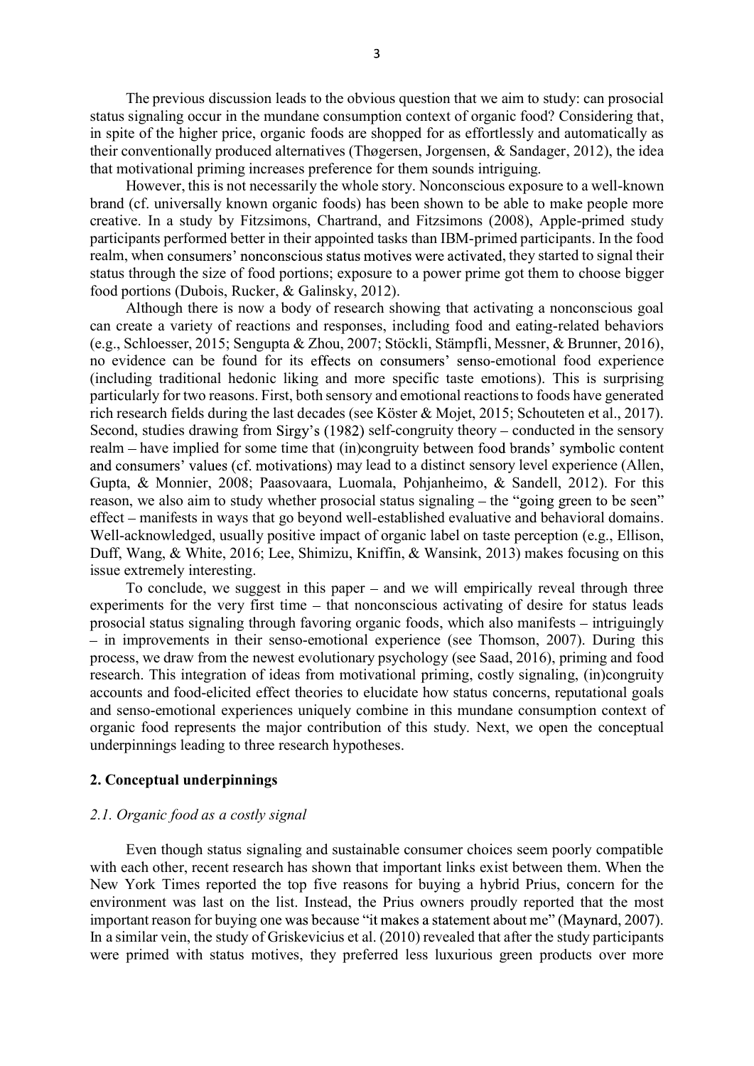The previous discussion leads to the obvious question that we aim to study: can prosocial status signaling occur in the mundane consumption context of organic food? Considering that, in spite of the higher price, organic foods are shopped for as effortlessly and automatically as their conventionally produced alternatives (Thøgersen, Jorgensen, & Sandager, 2012), the idea that motivational priming increases preference for them sounds intriguing.

However, this is not necessarily the whole story. Nonconscious exposure to a well-known brand (cf. universally known organic foods) has been shown to be able to make people more creative. In a study by Fitzsimons, Chartrand, and Fitzsimons (2008), Apple-primed study participants performed better in their appointed tasks than IBM-primed participants. In the food realm, when consumers' nonconscious status motives were activated, they started to signal their status through the size of food portions; exposure to a power prime got them to choose bigger food portions (Dubois, Rucker, & Galinsky, 2012).

Although there is now a body of research showing that activating a nonconscious goal can create a variety of reactions and responses, including food and eating-related behaviors (e.g., Schloesser, 2015; Sengupta & Zhou, 2007; Stöckli, Stämpfli, Messner, & Brunner, 2016), no evidence can be found for its effects on consumers' senso-emotional food experience (including traditional hedonic liking and more specific taste emotions). This is surprising particularly for two reasons. First, both sensory and emotional reactions to foods have generated rich research fields during the last decades (see Köster & Mojet, 2015; Schouteten et al., 2017). Second, studies drawing from Sirgy's (1982) self-congruity theory – conducted in the sensory realm – have implied for some time that (in)congruity between food brands' symbolic content and consumers' values (cf. motivations) may lead to a distinct sensory level experience (Allen, Gupta, & Monnier, 2008; Paasovaara, Luomala, Pohjanheimo, & Sandell, 2012). For this reason, we also aim to study whether prosocial status signaling – the "going green to be seen" effect – manifests in ways that go beyond well-established evaluative and behavioral domains. Well-acknowledged, usually positive impact of organic label on taste perception (e.g., Ellison, Duff, Wang, & White, 2016; Lee, Shimizu, Kniffin, & Wansink, 2013) makes focusing on this issue extremely interesting.

To conclude, we suggest in this paper – and we will empirically reveal through three experiments for the very first time – that nonconscious activating of desire for status leads prosocial status signaling through favoring organic foods, which also manifests – intriguingly – in improvements in their senso-emotional experience (see Thomson, 2007). During this process, we draw from the newest evolutionary psychology (see Saad, 2016), priming and food research. This integration of ideas from motivational priming, costly signaling, (in)congruity accounts and food-elicited effect theories to elucidate how status concerns, reputational goals and senso-emotional experiences uniquely combine in this mundane consumption context of organic food represents the major contribution of this study. Next, we open the conceptual underpinnings leading to three research hypotheses.

## 2. Conceptual underpinnings

### *2.1. Organic food as a costly signal*

Even though status signaling and sustainable consumer choices seem poorly compatible with each other, recent research has shown that important links exist between them. When the New York Times reported the top five reasons for buying a hybrid Prius, concern for the environment was last on the list. Instead, the Prius owners proudly reported that the most important reason for buying one was because "it makes a statement about me" (Maynard, 2007). In a similar vein, the study of Griskevicius et al. (2010) revealed that after the study participants were primed with status motives, they preferred less luxurious green products over more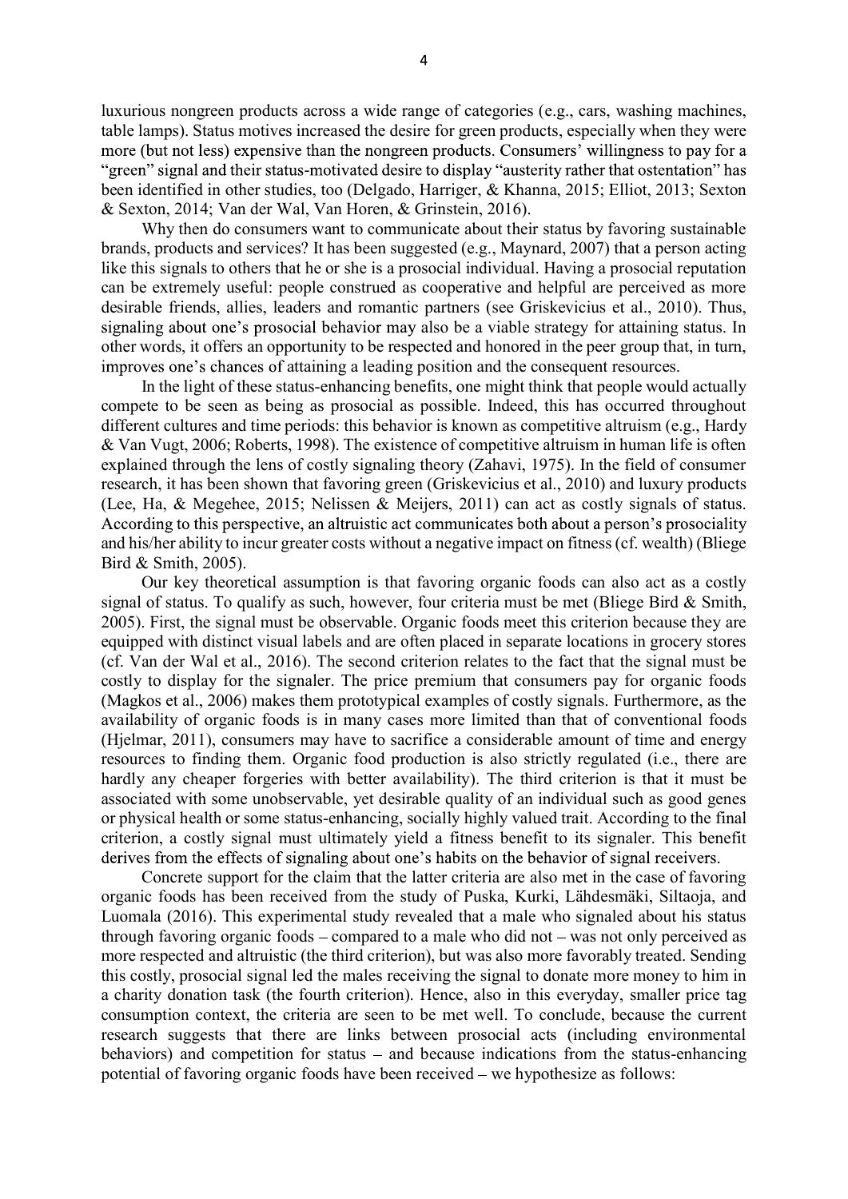luxurious nongreen products across a wide range of categories (e.g., cars, washing machines, table lamps). Status motives increased the desire for green products, especially when they were more (but not less) expensive than the nongreen products. Consumers' willingness to pay for a "green" signal and their status-motivated desire to display "austerity rather that ostentation" has been identified in other studies, too (Delgado, Harriger, & Khanna, 2015; Elliot, 2013; Sexton & Sexton, 2014; Van der Wal, Van Horen, & Grinstein, 2016).

Why then do consumers want to communicate about their status by favoring sustainable brands, products and services? It has been suggested (e.g., Maynard, 2007) that a person acting like this signals to others that he or she is a prosocial individual. Having a prosocial reputation can be extremely useful: people construed as cooperative and helpful are perceived as more desirable friends, allies, leaders and romantic partners (see Griskevicius et al., 2010). Thus, signaling about one's prosocial behavior may also be a viable strategy for attaining status. In other words, it offers an opportunity to be respected and honored in the peer group that, in turn, improves one's chances of attaining a leading position and the consequent resources.

In the light of these status-enhancing benefits, one might think that people would actually compete to be seen as being as prosocial as possible. Indeed, this has occurred throughout different cultures and time periods: this behavior is known as competitive altruism (e.g., Hardy & Van Vugt, 2006; Roberts, 1998). The existence of competitive altruism in human life is often explained through the lens of costly signaling theory (Zahavi, 1975). In the field of consumer research, it has been shown that favoring green (Griskevicius et al., 2010) and luxury products (Lee, Ha, & Megehee, 2015; Nelissen & Meijers, 2011) can act as costly signals of status. According to this perspective, an altruistic act communicates both about a person's prosociality and his/her ability to incur greater costs without a negative impact on fitness (cf. wealth) (Bliege Bird & Smith, 2005).

Our key theoretical assumption is that favoring organic foods can also act as a costly signal of status. To qualify as such, however, four criteria must be met (Bliege Bird & Smith, 2005). First, the signal must be observable. Organic foods meet this criterion because they are equipped with distinct visual labels and are often placed in separate locations in grocery stores (cf. Van der Wal et al., 2016). The second criterion relates to the fact that the signal must be costly to display for the signaler. The price premium that consumers pay for organic foods (Magkos et al., 2006) makes them prototypical examples of costly signals. Furthermore, as the availability of organic foods is in many cases more limited than that of conventional foods (Hjelmar, 2011), consumers may have to sacrifice a considerable amount of time and energy resources to finding them. Organic food production is also strictly regulated (i.e., there are hardly any cheaper forgeries with better availability). The third criterion is that it must be associated with some unobservable, yet desirable quality of an individual such as good genes or physical health or some status-enhancing, socially highly valued trait. According to the final criterion, a costly signal must ultimately yield a fitness benefit to its signaler. This benefit derives from the effects of signaling about one's habits on the behavior of signal receivers.

Concrete support for the claim that the latter criteria are also met in the case of favoring organic foods has been received from the study of Puska, Kurki, Lähdesmäki, Siltaoja, and Luomala (2016). This experimental study revealed that a male who signaled about his status through favoring organic foods – compared to a male who did not – was not only perceived as more respected and altruistic (the third criterion), but was also more favorably treated. Sending this costly, prosocial signal led the males receiving the signal to donate more money to him in a charity donation task (the fourth criterion). Hence, also in this everyday, smaller price tag consumption context, the criteria are seen to be met well. To conclude, because the current research suggests that there are links between prosocial acts (including environmental behaviors) and competition for status – and because indications from the status-enhancing potential of favoring organic foods have been received – we hypothesize as follows: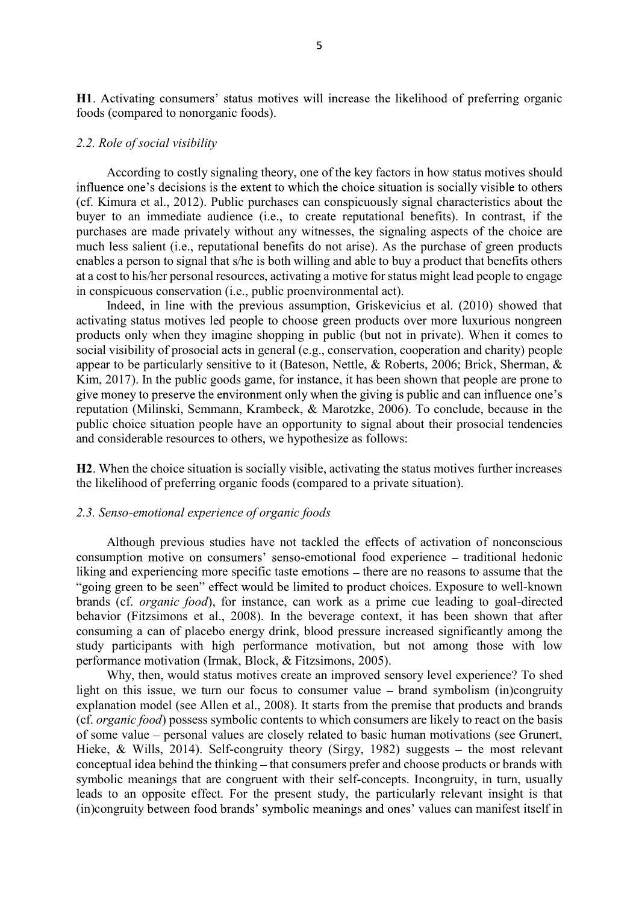**H1**. Activating consumers' status motives will increase the likelihood of preferring organic foods (compared to nonorganic foods).

### *2.2. Role of social visibility*

According to costly signaling theory, one of the key factors in how status motives should influence one's decisions is the extent to which the choice situation is socially visible to others (cf. Kimura et al., 2012). Public purchases can conspicuously signal characteristics about the buyer to an immediate audience (i.e., to create reputational benefits). In contrast, if the purchases are made privately without any witnesses, the signaling aspects of the choice are much less salient (i.e., reputational benefits do not arise). As the purchase of green products enables a person to signal that s/he is both willing and able to buy a product that benefits others at a cost to his/her personal resources, activating a motive for status might lead people to engage in conspicuous conservation (i.e., public proenvironmental act).

Indeed, in line with the previous assumption, Griskevicius et al. (2010) showed that activating status motives led people to choose green products over more luxurious nongreen products only when they imagine shopping in public (but not in private). When it comes to social visibility of prosocial acts in general (e.g., conservation, cooperation and charity) people appear to be particularly sensitive to it (Bateson, Nettle, & Roberts, 2006; Brick, Sherman, & Kim, 2017). In the public goods game, for instance, it has been shown that people are prone to give money to preserve the environment only when the giving is public and can influence one's reputation (Milinski, Semmann, Krambeck, & Marotzke, 2006). To conclude, because in the public choice situation people have an opportunity to signal about their prosocial tendencies and considerable resources to others, we hypothesize as follows:

**H2**. When the choice situation is socially visible, activating the status motives further increases the likelihood of preferring organic foods (compared to a private situation).

### *2.3. Senso-emotional experience of organic foods*

Although previous studies have not tackled the effects of activation of nonconscious consumption motive on consumers' senso-emotional food experience – traditional hedonic liking and experiencing more specific taste emotions – there are no reasons to assume that the "going green to be seen" effect would be limited to product choices. Exposure to well-known brands (cf. *organic food*), for instance, can work as a prime cue leading to goal-directed behavior (Fitzsimons et al., 2008). In the beverage context, it has been shown that after consuming a can of placebo energy drink, blood pressure increased significantly among the study participants with high performance motivation, but not among those with low performance motivation (Irmak, Block, & Fitzsimons, 2005).

Why, then, would status motives create an improved sensory level experience? To shed light on this issue, we turn our focus to consumer value – brand symbolism (in)congruity explanation model (see Allen et al., 2008). It starts from the premise that products and brands (cf. *organic food*) possess symbolic contents to which consumers are likely to react on the basis of some value – personal values are closely related to basic human motivations (see Grunert, Hieke, & Wills, 2014). Self-congruity theory (Sirgy, 1982) suggests – the most relevant conceptual idea behind the thinking – that consumers prefer and choose products or brands with symbolic meanings that are congruent with their self-concepts. Incongruity, in turn, usually leads to an opposite effect. For the present study, the particularly relevant insight is that (in)congruity between food brands' symbolic meanings and ones' values can manifest itself in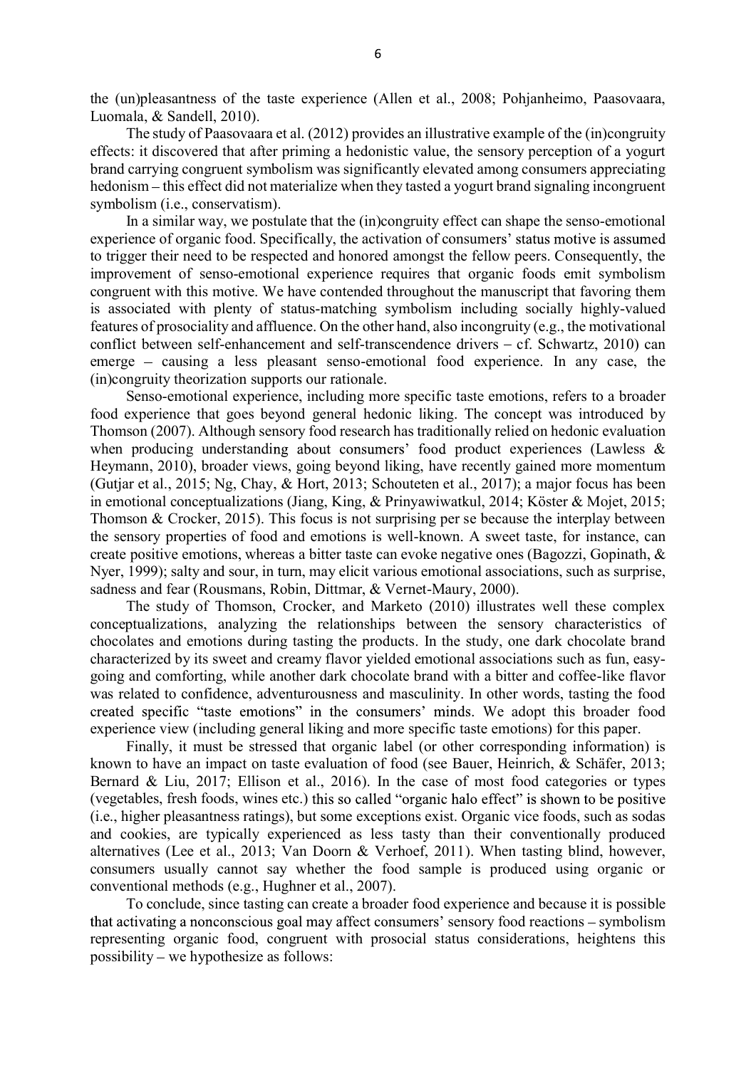the (un)pleasantness of the taste experience (Allen et al., 2008; Pohjanheimo, Paasovaara, Luomala, & Sandell, 2010).

The study of Paasovaara et al. (2012) provides an illustrative example of the (in)congruity effects: it discovered that after priming a hedonistic value, the sensory perception of a yogurt brand carrying congruent symbolism was significantly elevated among consumers appreciating hedonism – this effect did not materialize when they tasted a yogurt brand signaling incongruent symbolism (i.e., conservatism).

In a similar way, we postulate that the (in)congruity effect can shape the senso-emotional experience of organic food. Specifically, the activation of consumers' status motive is assumed to trigger their need to be respected and honored amongst the fellow peers. Consequently, the improvement of senso-emotional experience requires that organic foods emit symbolism congruent with this motive. We have contended throughout the manuscript that favoring them is associated with plenty of status-matching symbolism including socially highly-valued features of prosociality and affluence. On the other hand, also incongruity (e.g., the motivational conflict between self-enhancement and self-transcendence drivers – cf. Schwartz, 2010) can emerge – causing a less pleasant senso-emotional food experience. In any case, the (in)congruity theorization supports our rationale.

Senso-emotional experience, including more specific taste emotions, refers to a broader food experience that goes beyond general hedonic liking. The concept was introduced by Thomson (2007). Although sensory food research has traditionally relied on hedonic evaluation when producing understanding about consumers' food product experiences (Lawless & Heymann, 2010), broader views, going beyond liking, have recently gained more momentum (Gutjar et al., 2015; Ng, Chay, & Hort, 2013; Schouteten et al., 2017); a major focus has been in emotional conceptualizations (Jiang, King, & Prinyawiwatkul, 2014; Köster & Mojet, 2015; Thomson & Crocker, 2015). This focus is not surprising per se because the interplay between the sensory properties of food and emotions is well-known. A sweet taste, for instance, can create positive emotions, whereas a bitter taste can evoke negative ones (Bagozzi, Gopinath, & Nyer, 1999); salty and sour, in turn, may elicit various emotional associations, such as surprise, sadness and fear (Rousmans, Robin, Dittmar, & Vernet-Maury, 2000).

The study of Thomson, Crocker, and Marketo (2010) illustrates well these complex conceptualizations, analyzing the relationships between the sensory characteristics of chocolates and emotions during tasting the products. In the study, one dark chocolate brand characterized by its sweet and creamy flavor yielded emotional associations such as fun, easy-going and comforting, while another dark chocolate brand with a bitter and coffee-like flavor was related to confidence, adventurousness and masculinity. In other words, tasting the food created specific "taste emotions" in the consumers' minds. We adopt this broader food experience view (including general liking and more specific taste emotions) for this paper.

Finally, it must be stressed that organic label (or other corresponding information) is known to have an impact on taste evaluation of food (see Bauer, Heinrich, & Schäfer, 2013; Bernard & Liu, 2017; Ellison et al., 2016). In the case of most food categories or types (vegetables, fresh foods, wines etc.) this so called "organic halo effect" is shown to be positive (i.e., higher pleasantness ratings), but some exceptions exist. Organic vice foods, such as sodas and cookies, are typically experienced as less tasty than their conventionally produced alternatives (Lee et al., 2013; Van Doorn & Verhoef, 2011). When tasting blind, however, consumers usually cannot say whether the food sample is produced using organic or conventional methods (e.g., Hughner et al., 2007).

To conclude, since tasting can create a broader food experience and because it is possible that activating a nonconscious goal may affect consumers' sensory food reactions – symbolism representing organic food, congruent with prosocial status considerations, heightens this possibility – we hypothesize as follows: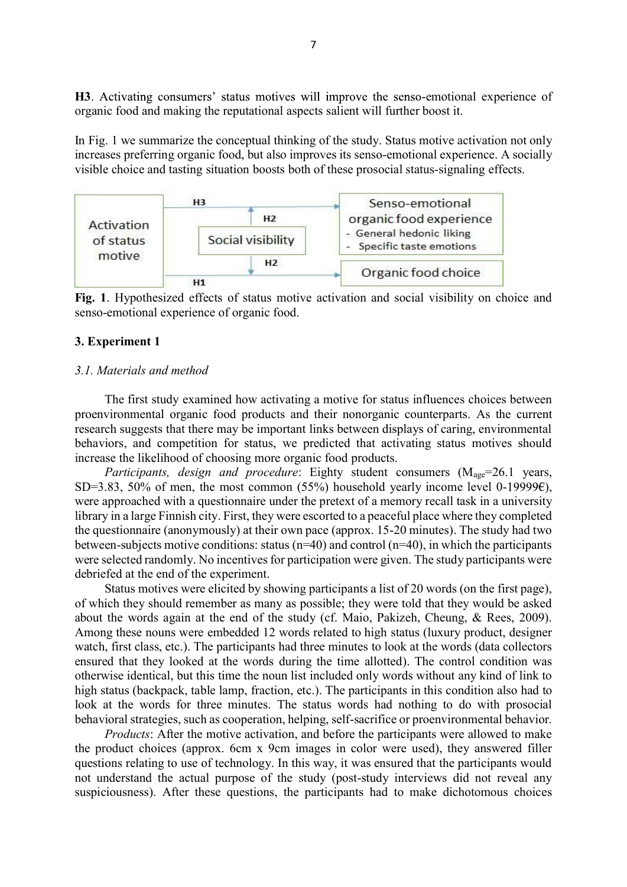**H3**. Activating consumers' status motives will improve the senso-emotional experience of organic food and making the reputational aspects salient will further boost it.

In Fig. 1 we summarize the conceptual thinking of the study. Status motive activation not only increases preferring organic food, but also improves its senso-emotional experience. A socially visible choice and tasting situation boosts both of these prosocial status-signaling effects.

**Fig. 1**. Hypothesized effects of status motive activation and social visibility on choice and senso-emotional experience of organic food.

## 3. Experiment 1

### *3.1. Materials and method*

The first study examined how activating a motive for status influences choices between proenvironmental organic food products and their nonorganic counterparts. As the current research suggests that there may be important links between displays of caring, environmental behaviors, and competition for status, we predicted that activating status motives should increase the likelihood of choosing more organic food products.

*Participants, design and procedure*: Eighty student consumers ($M_{age}$=26.1 years, SD=3.83, 50% of men, the most common (55%) household yearly income level 0-19999€), were approached with a questionnaire under the pretext of a memory recall task in a university library in a large Finnish city. First, they were escorted to a peaceful place where they completed the questionnaire (anonymously) at their own pace (approx. 15-20 minutes). The study had two between-subjects motive conditions: status (n=40) and control (n=40), in which the participants were selected randomly. No incentives for participation were given. The study participants were debriefed at the end of the experiment.

Status motives were elicited by showing participants a list of 20 words (on the first page), of which they should remember as many as possible; they were told that they would be asked about the words again at the end of the study (cf. Maio, Pakizeh, Cheung, & Rees, 2009). Among these nouns were embedded 12 words related to high status (luxury product, designer watch, first class, etc.). The participants had three minutes to look at the words (data collectors ensured that they looked at the words during the time allotted). The control condition was otherwise identical, but this time the noun list included only words without any kind of link to high status (backpack, table lamp, fraction, etc.). The participants in this condition also had to look at the words for three minutes. The status words had nothing to do with prosocial behavioral strategies, such as cooperation, helping, self-sacrifice or proenvironmental behavior.

*Products*: After the motive activation, and before the participants were allowed to make the product choices (approx. 6cm x 9cm images in color were used), they answered filler questions relating to use of technology. In this way, it was ensured that the participants would not understand the actual purpose of the study (post-study interviews did not reveal any suspiciousness). After these questions, the participants had to make dichotomous choices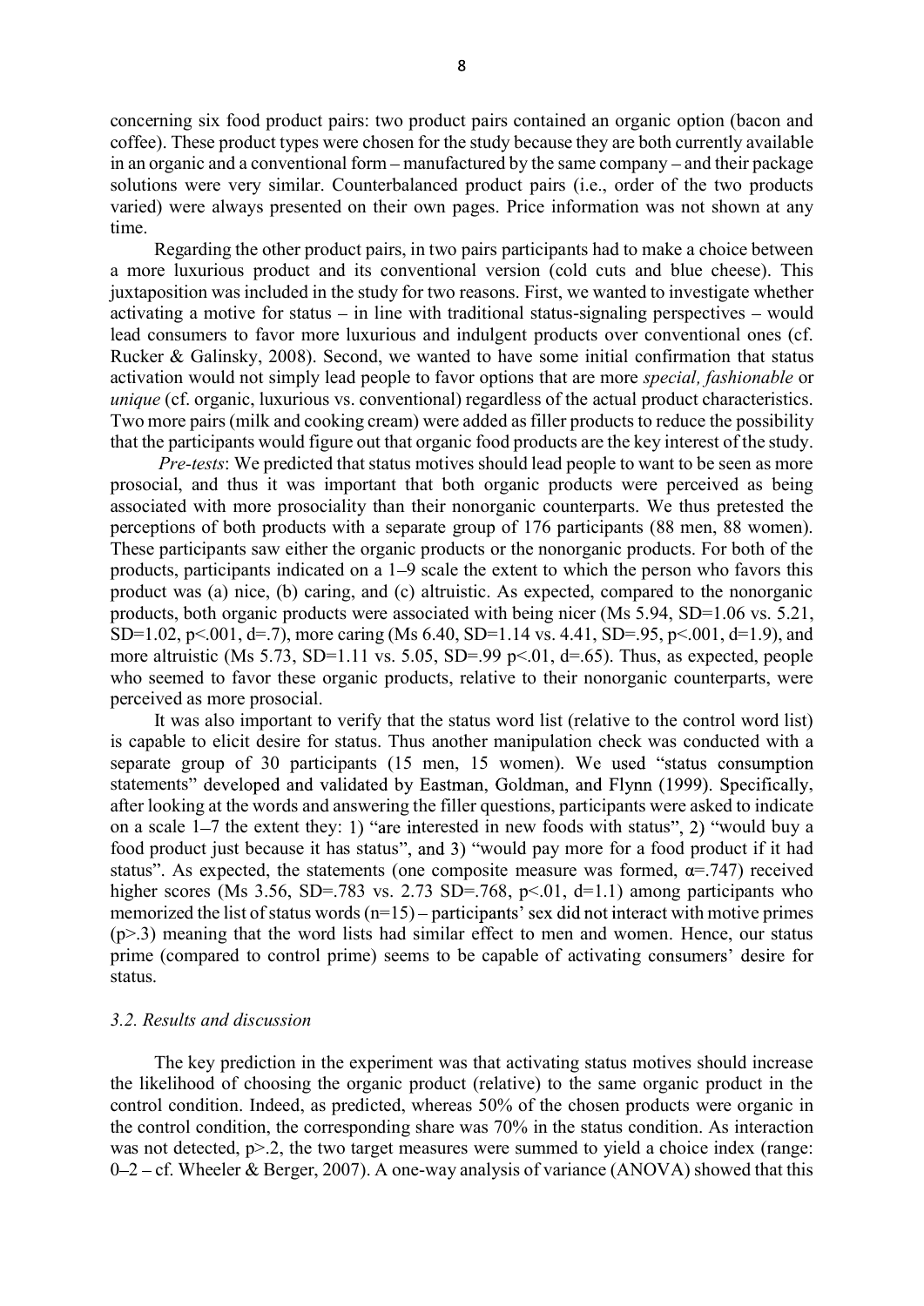concerning six food product pairs: two product pairs contained an organic option (bacon and coffee). These product types were chosen for the study because they are both currently available in an organic and a conventional form – manufactured by the same company – and their package solutions were very similar. Counterbalanced product pairs (i.e., order of the two products varied) were always presented on their own pages. Price information was not shown at any time.

Regarding the other product pairs, in two pairs participants had to make a choice between a more luxurious product and its conventional version (cold cuts and blue cheese). This juxtaposition was included in the study for two reasons. First, we wanted to investigate whether activating a motive for status – in line with traditional status-signaling perspectives – would lead consumers to favor more luxurious and indulgent products over conventional ones (cf. Rucker & Galinsky, 2008). Second, we wanted to have some initial confirmation that status activation would not simply lead people to favor options that are more *special, fashionable* or *unique* (cf. organic, luxurious vs. conventional) regardless of the actual product characteristics. Two more pairs (milk and cooking cream) were added as filler products to reduce the possibility that the participants would figure out that organic food products are the key interest of the study.

*Pre-tests*: We predicted that status motives should lead people to want to be seen as more prosocial, and thus it was important that both organic products were perceived as being associated with more prosociality than their nonorganic counterparts. We thus pretested the perceptions of both products with a separate group of 176 participants (88 men, 88 women). These participants saw either the organic products or the nonorganic products. For both of the products, participants indicated on a 1–9 scale the extent to which the person who favors this product was (a) nice, (b) caring, and (c) altruistic. As expected, compared to the nonorganic products, both organic products were associated with being nicer (Ms 5.94, SD=1.06 vs. 5.21, SD=1.02, $p<.001$, $d=.7$), more caring (Ms 6.40, SD=1.14 vs. 4.41, SD=.95, $p<.001$, $d=1.9$), and more altruistic (Ms 5.73, SD=1.11 vs. 5.05, SD=.99 $p<.01$, $d=.65$). Thus, as expected, people who seemed to favor these organic products, relative to their nonorganic counterparts, were perceived as more prosocial.

It was also important to verify that the status word list (relative to the control word list) is capable to elicit desire for status. Thus another manipulation check was conducted with a separate group of 30 participants (15 men, 15 women). We used "status consumption statements" developed and validated by Eastman, Goldman, and Flynn (1999). Specifically, after looking at the words and answering the filler questions, participants were asked to indicate on a scale 1–7 the extent they: 1) "are interested in new foods with status", 2) "would buy a food product just because it has status", and 3) "would pay more for a food product if it had status". As expected, the statements (one composite measure was formed, $\alpha=.747$) received higher scores (Ms 3.56, SD=.783 vs. 2.73 SD=.768, $p<.01$, $d=1.1$) among participants who memorized the list of status words ($n=15$) – participants' sex did not interact with motive primes ($p>.3$) meaning that the word lists had similar effect to men and women. Hence, our status prime (compared to control prime) seems to be capable of activating consumers' desire for status.

### *3.2. Results and discussion*

The key prediction in the experiment was that activating status motives should increase the likelihood of choosing the organic product (relative) to the same organic product in the control condition. Indeed, as predicted, whereas 50% of the chosen products were organic in the control condition, the corresponding share was 70% in the status condition. As interaction was not detected, $p>.2$, the two target measures were summed to yield a choice index (range: 0–2 – cf. Wheeler & Berger, 2007). A one-way analysis of variance (ANOVA) showed that this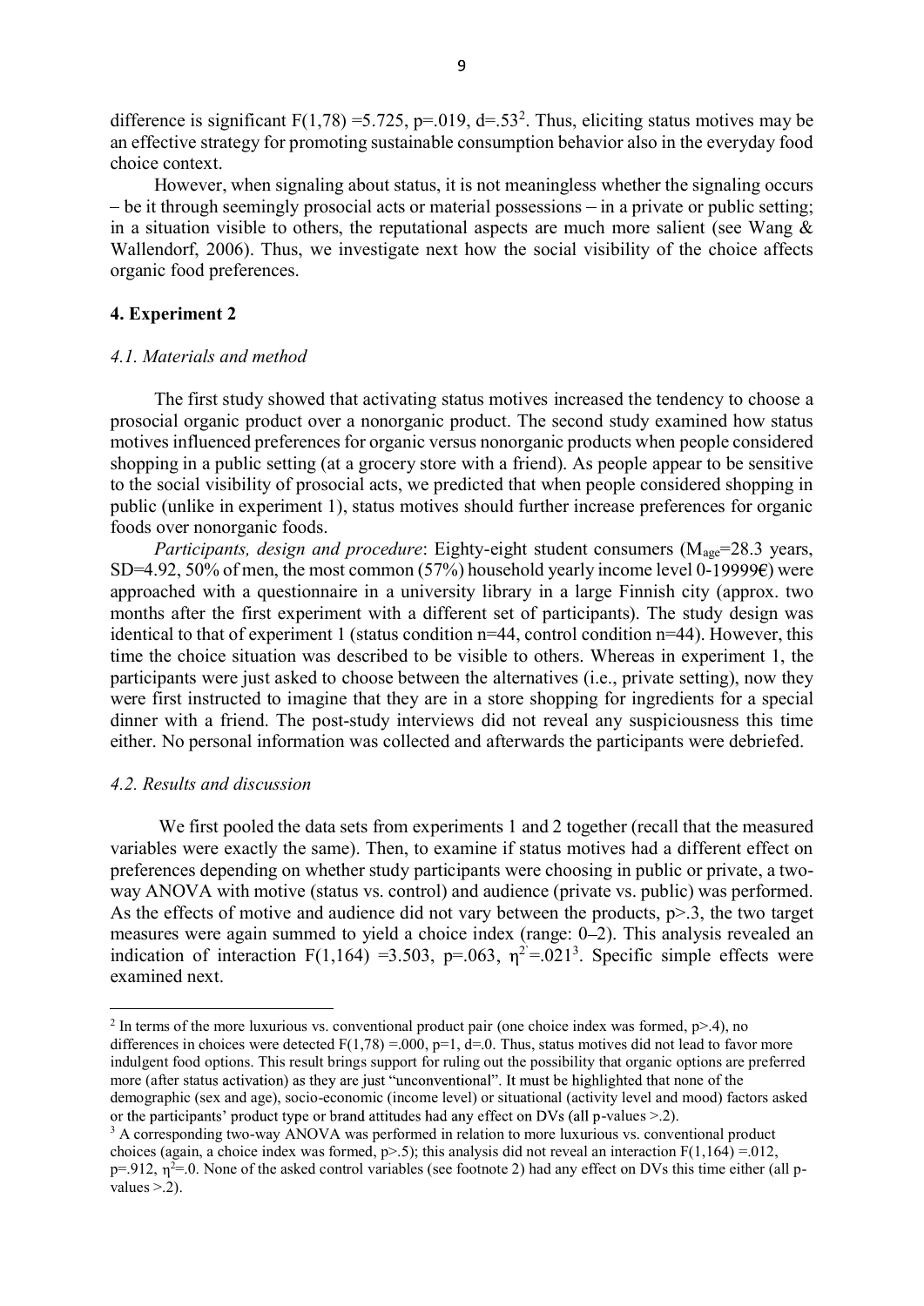difference is significant $F(1,78) = 5.725$, $p = .019$, $d = .53$[2]. Thus, eliciting status motives may be an effective strategy for promoting sustainable consumption behavior also in the everyday food choice context.

However, when signaling about status, it is not meaningless whether the signaling occurs – be it through seemingly prosocial acts or material possessions – in a private or public setting; in a situation visible to others, the reputational aspects are much more salient (see Wang & Wallendorf, 2006). Thus, we investigate next how the social visibility of the choice affects organic food preferences.

## 4. Experiment 2

### *4.1. Materials and method*

The first study showed that activating status motives increased the tendency to choose a prosocial organic product over a nonorganic product. The second study examined how status motives influenced preferences for organic versus nonorganic products when people considered shopping in a public setting (at a grocery store with a friend). As people appear to be sensitive to the social visibility of prosocial acts, we predicted that when people considered shopping in public (unlike in experiment 1), status motives should further increase preferences for organic foods over nonorganic foods.

*Participants, design and procedure*: Eighty-eight student consumers ($M_{age} = 28.3$ years, $SD = 4.92$, 50% of men, the most common (57%) household yearly income level 0-19999€) were approached with a questionnaire in a university library in a large Finnish city (approx. two months after the first experiment with a different set of participants). The study design was identical to that of experiment 1 (status condition n=44, control condition n=44). However, this time the choice situation was described to be visible to others. Whereas in experiment 1, the participants were just asked to choose between the alternatives (i.e., private setting), now they were first instructed to imagine that they are in a store shopping for ingredients for a special dinner with a friend. The post-study interviews did not reveal any suspiciousness this time either. No personal information was collected and afterwards the participants were debriefed.

### *4.2. Results and discussion*

We first pooled the data sets from experiments 1 and 2 together (recall that the measured variables were exactly the same). Then, to examine if status motives had a different effect on preferences depending on whether study participants were choosing in public or private, a two-way ANOVA with motive (status vs. control) and audience (private vs. public) was performed. As the effects of motive and audience did not vary between the products, $p > .3$, the two target measures were again summed to yield a choice index (range: 0–2). This analysis revealed an indication of interaction $F(1,164) = 3.503$, $p = .063$, $\eta^2 = .021$[3]. Specific simple effects were examined next.

---

[2] In terms of the more luxurious vs. conventional product pair (one choice index was formed, $p > .4$), no differences in choices were detected $F(1,78) = .000$, $p = 1$, $d = .0$. Thus, status motives did not lead to favor more indulgent food options. This result brings support for ruling out the possibility that organic options are preferred more (after status activation) as they are just "unconventional". It must be highlighted that none of the demographic (sex and age), socio-economic (income level) or situational (activity level and mood) factors asked or the participants' product type or brand attitudes had any effect on DVs (all p-values $> .2$).

[3] A corresponding two-way ANOVA was performed in relation to more luxurious vs. conventional product choices (again, a choice index was formed, $p > .5$); this analysis did not reveal an interaction $F(1,164) = .012$, $p = .912$, $\eta^2 = .0$. None of the asked control variables (see footnote 2) had any effect on DVs this time either (all p-values $> .2$).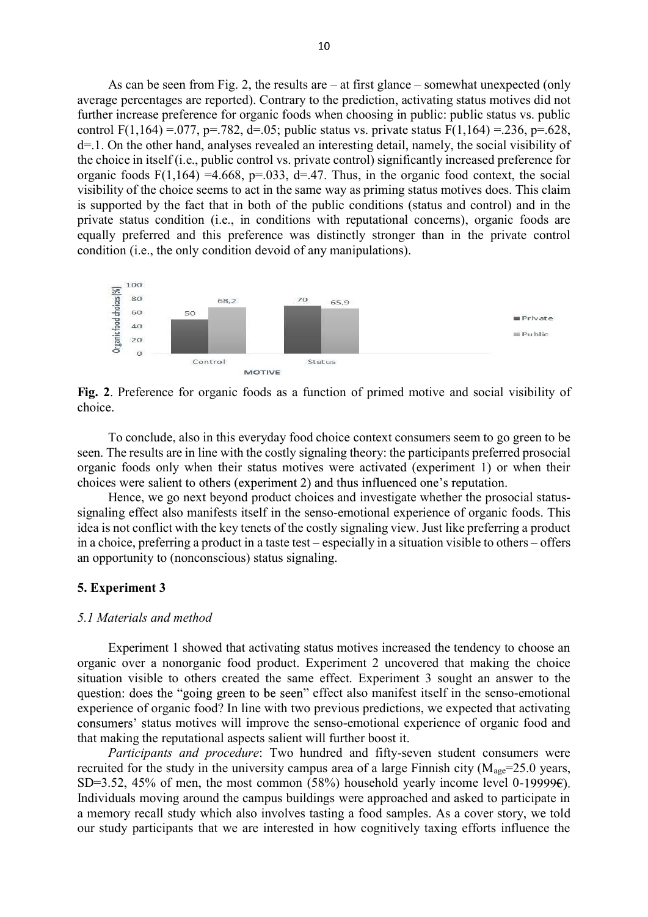As can be seen from Fig. 2, the results are – at first glance – somewhat unexpected (only average percentages are reported). Contrary to the prediction, activating status motives did not further increase preference for organic foods when choosing in public: public status vs. public control $F(1,164) = .077$, $p = .782$, $d = .05$; public status vs. private status $F(1,164) = .236$, $p = .628$, $d = .1$. On the other hand, analyses revealed an interesting detail, namely, the social visibility of the choice in itself (i.e., public control vs. private control) significantly increased preference for organic foods $F(1,164) = 4.668$, $p = .033$, $d = .47$. Thus, in the organic food context, the social visibility of the choice seems to act in the same way as priming status motives does. This claim is supported by the fact that in both of the public conditions (status and control) and in the private status condition (i.e., in conditions with reputational concerns), organic foods are equally preferred and this preference was distinctly stronger than in the private control condition (i.e., the only condition devoid of any manipulations).

| MOTIVE | Private | Public |
| --- | --- | --- |
| Control | 50 | 68,2 |
| Status | 70 | 65,9 |

Organic food choices (%)

**Fig. 2**. Preference for organic foods as a function of primed motive and social visibility of choice.

To conclude, also in this everyday food choice context consumers seem to go green to be seen. The results are in line with the costly signaling theory: the participants preferred prosocial organic foods only when their status motives were activated (experiment 1) or when their choices were salient to others (experiment 2) and thus influenced one's reputation.

Hence, we go next beyond product choices and investigate whether the prosocial status-signaling effect also manifests itself in the senso-emotional experience of organic foods. This idea is not conflict with the key tenets of the costly signaling view. Just like preferring a product in a choice, preferring a product in a taste test – especially in a situation visible to others – offers an opportunity to (nonconscious) status signaling.

## 5. Experiment 3

### *5.1 Materials and method*

Experiment 1 showed that activating status motives increased the tendency to choose an organic over a nonorganic food product. Experiment 2 uncovered that making the choice situation visible to others created the same effect. Experiment 3 sought an answer to the question: does the "going green to be seen" effect also manifest itself in the senso-emotional experience of organic food? In line with two previous predictions, we expected that activating consumers' status motives will improve the senso-emotional experience of organic food and that making the reputational aspects salient will further boost it.

*Participants and procedure*: Two hundred and fifty-seven student consumers were recruited for the study in the university campus area of a large Finnish city ($M_{age}$=25.0 years, SD=3.52, 45% of men, the most common (58%) household yearly income level 0-19999€). Individuals moving around the campus buildings were approached and asked to participate in a memory recall study which also involves tasting a food samples. As a cover story, we told our study participants that we are interested in how cognitively taxing efforts influence the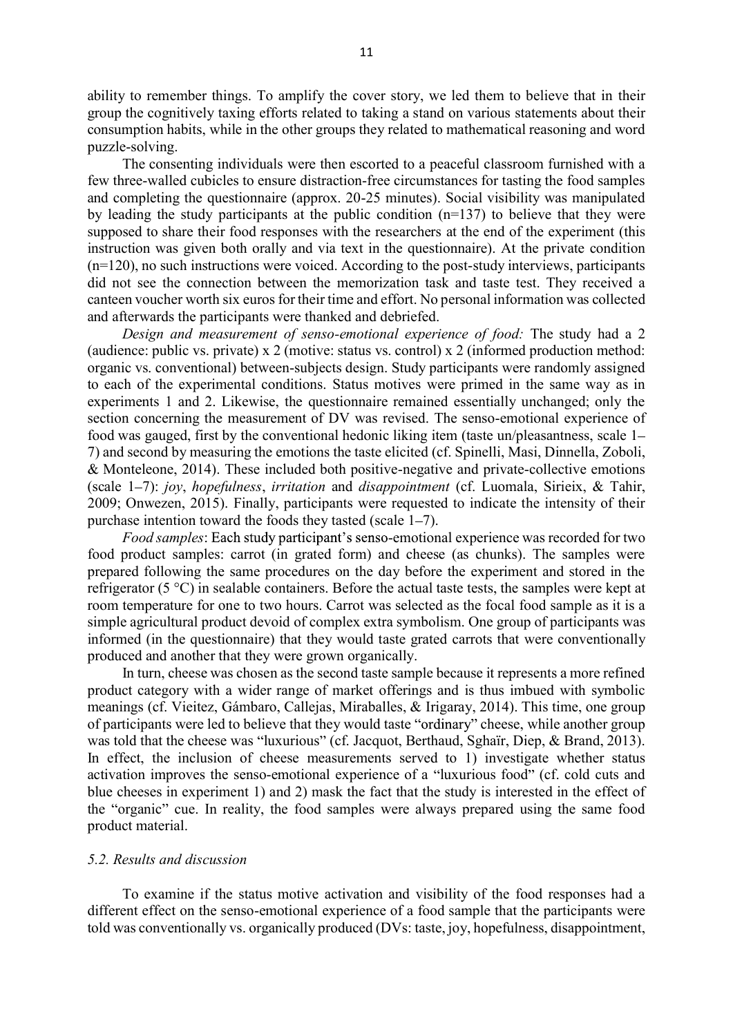ability to remember things. To amplify the cover story, we led them to believe that in their group the cognitively taxing efforts related to taking a stand on various statements about their consumption habits, while in the other groups they related to mathematical reasoning and word puzzle-solving.

The consenting individuals were then escorted to a peaceful classroom furnished with a few three-walled cubicles to ensure distraction-free circumstances for tasting the food samples and completing the questionnaire (approx. 20-25 minutes). Social visibility was manipulated by leading the study participants at the public condition (n=137) to believe that they were supposed to share their food responses with the researchers at the end of the experiment (this instruction was given both orally and via text in the questionnaire). At the private condition (n=120), no such instructions were voiced. According to the post-study interviews, participants did not see the connection between the memorization task and taste test. They received a canteen voucher worth six euros for their time and effort. No personal information was collected and afterwards the participants were thanked and debriefed.

*Design and measurement of senso-emotional experience of food:* The study had a 2 (audience: public vs. private) x 2 (motive: status vs. control) x 2 (informed production method: organic vs. conventional) between-subjects design. Study participants were randomly assigned to each of the experimental conditions. Status motives were primed in the same way as in experiments 1 and 2. Likewise, the questionnaire remained essentially unchanged; only the section concerning the measurement of DV was revised. The senso-emotional experience of food was gauged, first by the conventional hedonic liking item (taste un/pleasantness, scale 1–7) and second by measuring the emotions the taste elicited (cf. Spinelli, Masi, Dinnella, Zoboli, & Monteleone, 2014). These included both positive-negative and private-collective emotions (scale 1–7): *joy*, *hopefulness*, *irritation* and *disappointment* (cf. Luomala, Sirieix, & Tahir, 2009; Onwezen, 2015). Finally, participants were requested to indicate the intensity of their purchase intention toward the foods they tasted (scale 1–7).

*Food samples*: Each study participant's senso-emotional experience was recorded for two food product samples: carrot (in grated form) and cheese (as chunks). The samples were prepared following the same procedures on the day before the experiment and stored in the refrigerator (5 °C) in sealable containers. Before the actual taste tests, the samples were kept at room temperature for one to two hours. Carrot was selected as the focal food sample as it is a simple agricultural product devoid of complex extra symbolism. One group of participants was informed (in the questionnaire) that they would taste grated carrots that were conventionally produced and another that they were grown organically.

In turn, cheese was chosen as the second taste sample because it represents a more refined product category with a wider range of market offerings and is thus imbued with symbolic meanings (cf. Vieitez, Gámbaro, Callejas, Miraballes, & Irigaray, 2014). This time, one group of participants were led to believe that they would taste "ordinary" cheese, while another group was told that the cheese was "luxurious" (cf. Jacquot, Berthaud, Sghaïr, Diep, & Brand, 2013). In effect, the inclusion of cheese measurements served to 1) investigate whether status activation improves the senso-emotional experience of a "luxurious food" (cf. cold cuts and blue cheeses in experiment 1) and 2) mask the fact that the study is interested in the effect of the "organic" cue. In reality, the food samples were always prepared using the same food product material.

### *5.2. Results and discussion*

To examine if the status motive activation and visibility of the food responses had a different effect on the senso-emotional experience of a food sample that the participants were told was conventionally vs. organically produced (DVs: taste, joy, hopefulness, disappointment,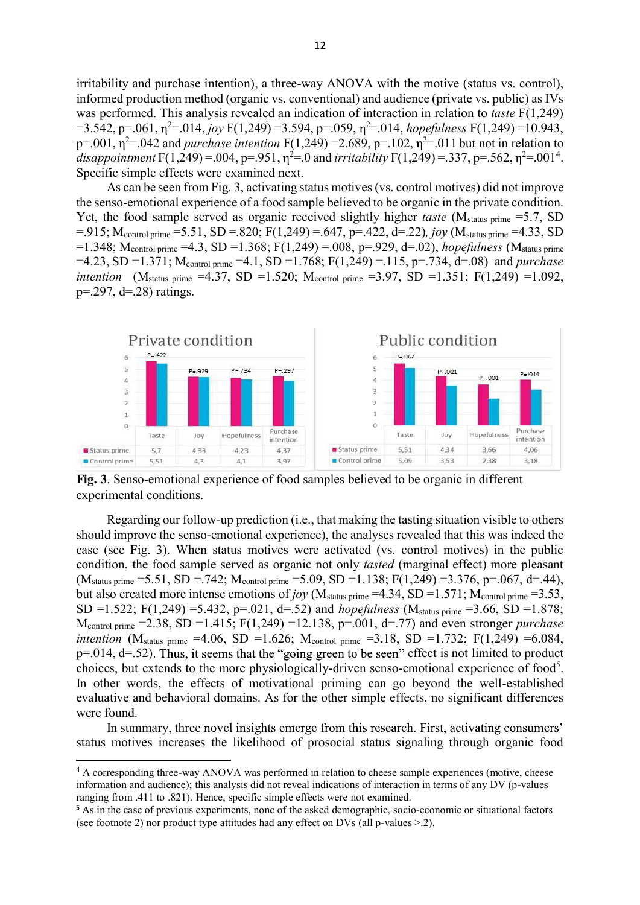irritability and purchase intention), a three-way ANOVA with the motive (status vs. control), informed production method (organic vs. conventional) and audience (private vs. public) as IVs was performed. This analysis revealed an indication of interaction in relation to *taste* $F(1,249) = 3.542$, $p = .061$, $\eta^2 = .014$, *joy* $F(1,249) = 3.594$, $p = .059$, $\eta^2 = .014$, *hopefulness* $F(1,249) = 10.943$, $p = .001$, $\eta^2 = .042$ and *purchase intention* $F(1,249) = 2.689$, $p = .102$, $\eta^2 = .011$ but not in relation to *disappointment* $F(1,249) = .004$, $p = .951$, $\eta^2 = .0$ and *irritability* $F(1,249) = .337$, $p = .562$, $\eta^2 = .001$[4]. Specific simple effects were examined next.

As can be seen from Fig. 3, activating status motives (vs. control motives) did not improve the senso-emotional experience of a food sample believed to be organic in the private condition. Yet, the food sample served as organic received slightly higher *taste* ($M_{status\ prime} = 5.7$, $SD = .915$; $M_{control\ prime} = 5.51$, $SD = .820$; $F(1,249) = .647$, $p = .422$, $d = .22$), *joy* ($M_{status\ prime} = 4.33$, $SD = 1.348$; $M_{control\ prime} = 4.3$, $SD = 1.368$; $F(1,249) = .008$, $p = .929$, $d = .02$), *hopefulness* ($M_{status\ prime} = 4.23$, $SD = 1.371$; $M_{control\ prime} = 4.1$, $SD = 1.768$; $F(1,249) = .115$, $p = .734$, $d = .08$) and *purchase intention* ($M_{status\ prime} = 4.37$, $SD = 1.520$; $M_{control\ prime} = 3.97$, $SD = 1.351$; $F(1,249) = 1.092$, $p = .297$, $d = .28$) ratings.

**Private condition**

| | Taste | Joy | Hopefulness | Purchase intention |
|---|---|---|---|---|
| | P=.422 | P=.929 | P=.734 | P=.297 |
| Status prime | 5,7 | 4,33 | 4,23 | 4,37 |
| Control prime | 5,51 | 4,3 | 4,1 | 3,97 |

**Public condition**

| | Taste | Joy | Hopefulness | Purchase intention |
|---|---|---|---|---|
| | P=.067 | P=.021 | P=.001 | P=.014 |
| Status prime | 5,51 | 4,34 | 3,66 | 4,06 |
| Control prime | 5,09 | 3,53 | 2,38 | 3,18 |

**Fig. 3**. Senso-emotional experience of food samples believed to be organic in different experimental conditions.

Regarding our follow-up prediction (i.e., that making the tasting situation visible to others should improve the senso-emotional experience), the analyses revealed that this was indeed the case (see Fig. 3). When status motives were activated (vs. control motives) in the public condition, the food sample served as organic not only *tasted* (marginal effect) more pleasant ($M_{status\ prime} = 5.51$, $SD = .742$; $M_{control\ prime} = 5.09$, $SD = 1.138$; $F(1,249) = 3.376$, $p = .067$, $d = .44$), but also created more intense emotions of *joy* ($M_{status\ prime} = 4.34$, $SD = 1.571$; $M_{control\ prime} = 3.53$, $SD = 1.522$; $F(1,249) = 5.432$, $p = .021$, $d = .52$) and *hopefulness* ($M_{status\ prime} = 3.66$, $SD = 1.878$; $M_{control\ prime} = 2.38$, $SD = 1.415$; $F(1,249) = 12.138$, $p = .001$, $d = .77$) and even stronger *purchase intention* ($M_{status\ prime} = 4.06$, $SD = 1.626$; $M_{control\ prime} = 3.18$, $SD = 1.732$; $F(1,249) = 6.084$, $p = .014$, $d = .52$). Thus, it seems that the "going green to be seen" effect is not limited to product choices, but extends to the more physiologically-driven senso-emotional experience of food[5]. In other words, the effects of motivational priming can go beyond the well-established evaluative and behavioral domains. As for the other simple effects, no significant differences were found.

In summary, three novel insights emerge from this research. First, activating consumers' status motives increases the likelihood of prosocial status signaling through organic food

---

[4] A corresponding three-way ANOVA was performed in relation to cheese sample experiences (motive, cheese information and audience); this analysis did not reveal indications of interaction in terms of any DV (p-values ranging from .411 to .821). Hence, specific simple effects were not examined.

[5] As in the case of previous experiments, none of the asked demographic, socio-economic or situational factors (see footnote 2) nor product type attitudes had any effect on DVs (all p-values >.2).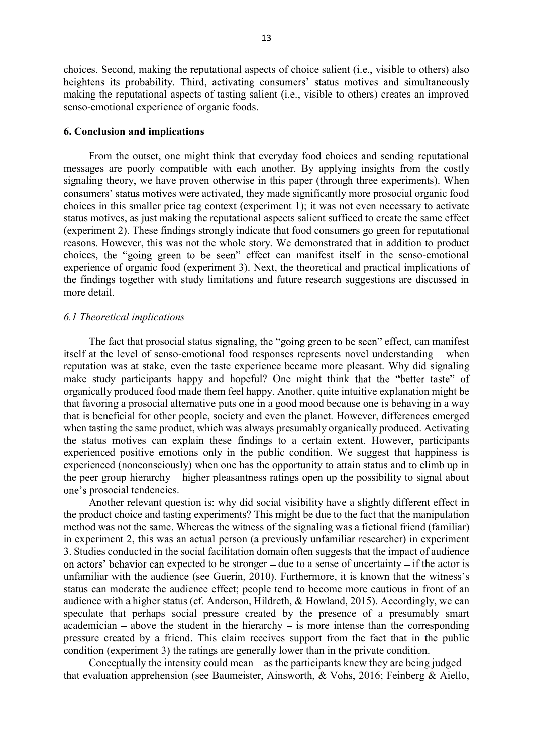choices. Second, making the reputational aspects of choice salient (i.e., visible to others) also heightens its probability. Third, activating consumers' status motives and simultaneously making the reputational aspects of tasting salient (i.e., visible to others) creates an improved senso-emotional experience of organic foods.

## 6. Conclusion and implications

From the outset, one might think that everyday food choices and sending reputational messages are poorly compatible with each another. By applying insights from the costly signaling theory, we have proven otherwise in this paper (through three experiments). When consumers' status motives were activated, they made significantly more prosocial organic food choices in this smaller price tag context (experiment 1); it was not even necessary to activate status motives, as just making the reputational aspects salient sufficed to create the same effect (experiment 2). These findings strongly indicate that food consumers go green for reputational reasons. However, this was not the whole story. We demonstrated that in addition to product choices, the "going green to be seen" effect can manifest itself in the senso-emotional experience of organic food (experiment 3). Next, the theoretical and practical implications of the findings together with study limitations and future research suggestions are discussed in more detail.

### *6.1 Theoretical implications*

The fact that prosocial status signaling, the "going green to be seen" effect, can manifest itself at the level of senso-emotional food responses represents novel understanding – when reputation was at stake, even the taste experience became more pleasant. Why did signaling make study participants happy and hopeful? One might think that the "better taste" of organically produced food made them feel happy. Another, quite intuitive explanation might be that favoring a prosocial alternative puts one in a good mood because one is behaving in a way that is beneficial for other people, society and even the planet. However, differences emerged when tasting the same product, which was always presumably organically produced. Activating the status motives can explain these findings to a certain extent. However, participants experienced positive emotions only in the public condition. We suggest that happiness is experienced (nonconsciously) when one has the opportunity to attain status and to climb up in the peer group hierarchy – higher pleasantness ratings open up the possibility to signal about one's prosocial tendencies.

Another relevant question is: why did social visibility have a slightly different effect in the product choice and tasting experiments? This might be due to the fact that the manipulation method was not the same. Whereas the witness of the signaling was a fictional friend (familiar) in experiment 2, this was an actual person (a previously unfamiliar researcher) in experiment 3. Studies conducted in the social facilitation domain often suggests that the impact of audience on actors' behavior can expected to be stronger – due to a sense of uncertainty – if the actor is unfamiliar with the audience (see Guerin, 2010). Furthermore, it is known that the witness's status can moderate the audience effect; people tend to become more cautious in front of an audience with a higher status (cf. Anderson, Hildreth, & Howland, 2015). Accordingly, we can speculate that perhaps social pressure created by the presence of a presumably smart academician – above the student in the hierarchy – is more intense than the corresponding pressure created by a friend. This claim receives support from the fact that in the public condition (experiment 3) the ratings are generally lower than in the private condition.

Conceptually the intensity could mean – as the participants knew they are being judged – that evaluation apprehension (see Baumeister, Ainsworth, & Vohs, 2016; Feinberg & Aiello,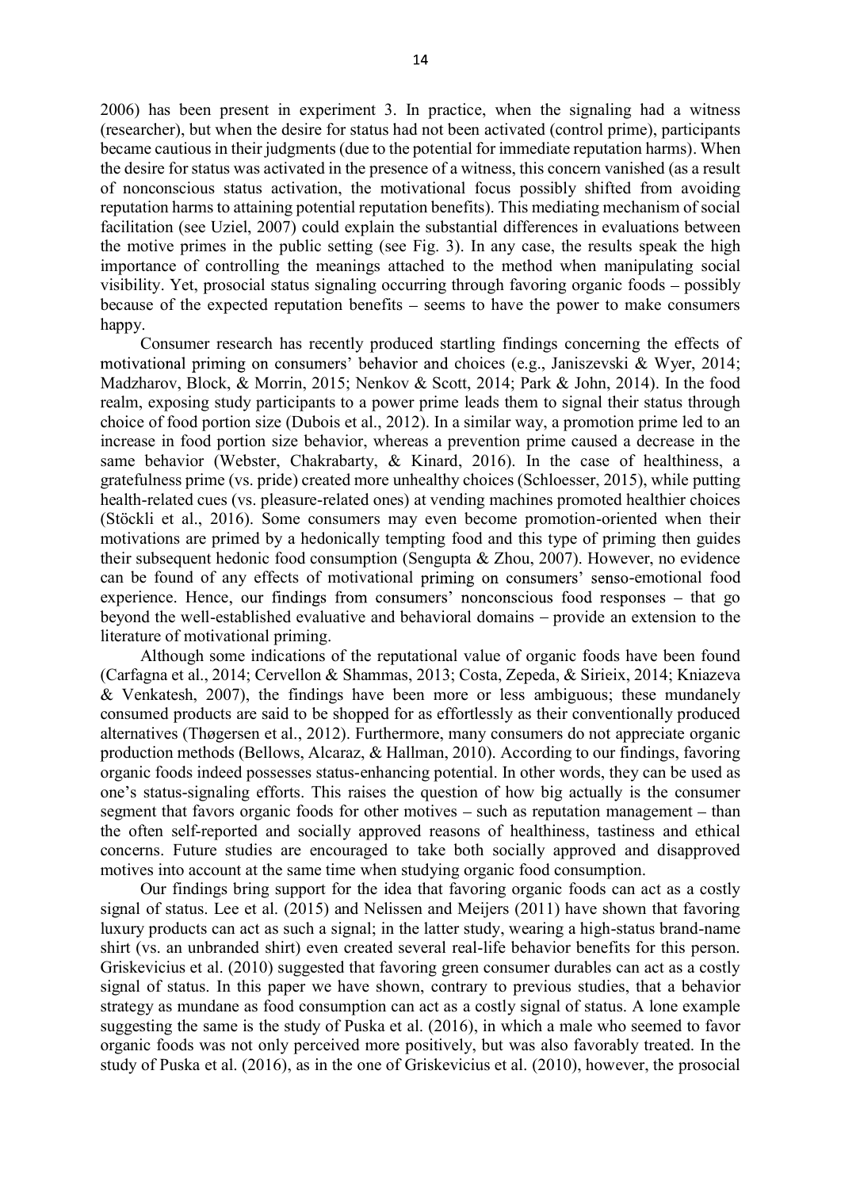2006) has been present in experiment 3. In practice, when the signaling had a witness (researcher), but when the desire for status had not been activated (control prime), participants became cautious in their judgments (due to the potential for immediate reputation harms). When the desire for status was activated in the presence of a witness, this concern vanished (as a result of nonconscious status activation, the motivational focus possibly shifted from avoiding reputation harms to attaining potential reputation benefits). This mediating mechanism of social facilitation (see Uziel, 2007) could explain the substantial differences in evaluations between the motive primes in the public setting (see Fig. 3). In any case, the results speak the high importance of controlling the meanings attached to the method when manipulating social visibility. Yet, prosocial status signaling occurring through favoring organic foods – possibly because of the expected reputation benefits – seems to have the power to make consumers happy.

Consumer research has recently produced startling findings concerning the effects of motivational priming on consumers' behavior and choices (e.g., Janiszevski & Wyer, 2014; Madzharov, Block, & Morrin, 2015; Nenkov & Scott, 2014; Park & John, 2014). In the food realm, exposing study participants to a power prime leads them to signal their status through choice of food portion size (Dubois et al., 2012). In a similar way, a promotion prime led to an increase in food portion size behavior, whereas a prevention prime caused a decrease in the same behavior (Webster, Chakrabarty, & Kinard, 2016). In the case of healthiness, a gratefulness prime (vs. pride) created more unhealthy choices (Schloesser, 2015), while putting health-related cues (vs. pleasure-related ones) at vending machines promoted healthier choices (Stöckli et al., 2016). Some consumers may even become promotion-oriented when their motivations are primed by a hedonically tempting food and this type of priming then guides their subsequent hedonic food consumption (Sengupta & Zhou, 2007). However, no evidence can be found of any effects of motivational priming on consumers' senso-emotional food experience. Hence, our findings from consumers' nonconscious food responses – that go beyond the well-established evaluative and behavioral domains – provide an extension to the literature of motivational priming.

Although some indications of the reputational value of organic foods have been found (Carfagna et al., 2014; Cervellon & Shammas, 2013; Costa, Zepeda, & Sirieix, 2014; Kniazeva & Venkatesh, 2007), the findings have been more or less ambiguous; these mundanely consumed products are said to be shopped for as effortlessly as their conventionally produced alternatives (Thøgersen et al., 2012). Furthermore, many consumers do not appreciate organic production methods (Bellows, Alcaraz, & Hallman, 2010). According to our findings, favoring organic foods indeed possesses status-enhancing potential. In other words, they can be used as one's status-signaling efforts. This raises the question of how big actually is the consumer segment that favors organic foods for other motives – such as reputation management – than the often self-reported and socially approved reasons of healthiness, tastiness and ethical concerns. Future studies are encouraged to take both socially approved and disapproved motives into account at the same time when studying organic food consumption.

Our findings bring support for the idea that favoring organic foods can act as a costly signal of status. Lee et al. (2015) and Nelissen and Meijers (2011) have shown that favoring luxury products can act as such a signal; in the latter study, wearing a high-status brand-name shirt (vs. an unbranded shirt) even created several real-life behavior benefits for this person. Griskevicius et al. (2010) suggested that favoring green consumer durables can act as a costly signal of status. In this paper we have shown, contrary to previous studies, that a behavior strategy as mundane as food consumption can act as a costly signal of status. A lone example suggesting the same is the study of Puska et al. (2016), in which a male who seemed to favor organic foods was not only perceived more positively, but was also favorably treated. In the study of Puska et al. (2016), as in the one of Griskevicius et al. (2010), however, the prosocial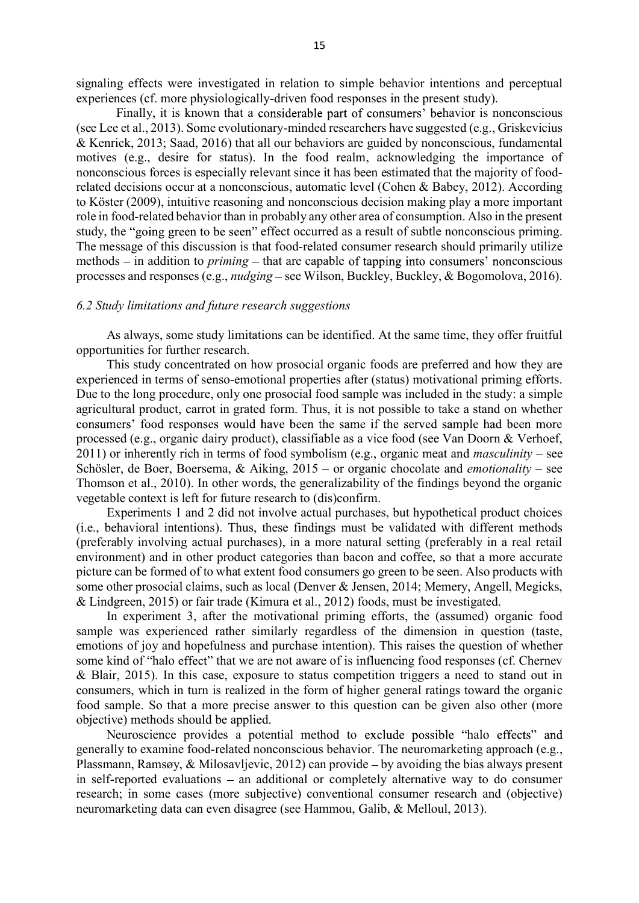signaling effects were investigated in relation to simple behavior intentions and perceptual experiences (cf. more physiologically-driven food responses in the present study).

Finally, it is known that a considerable part of consumers' behavior is nonconscious (see Lee et al., 2013). Some evolutionary-minded researchers have suggested (e.g., Griskevicius & Kenrick, 2013; Saad, 2016) that all our behaviors are guided by nonconscious, fundamental motives (e.g., desire for status). In the food realm, acknowledging the importance of nonconscious forces is especially relevant since it has been estimated that the majority of food-related decisions occur at a nonconscious, automatic level (Cohen & Babey, 2012). According to Köster (2009), intuitive reasoning and nonconscious decision making play a more important role in food-related behavior than in probably any other area of consumption. Also in the present study, the "going green to be seen" effect occurred as a result of subtle nonconscious priming. The message of this discussion is that food-related consumer research should primarily utilize methods – in addition to *priming* – that are capable of tapping into consumers' nonconscious processes and responses (e.g., *nudging* – see Wilson, Buckley, Buckley, & Bogomolova, 2016).

### *6.2 Study limitations and future research suggestions*

As always, some study limitations can be identified. At the same time, they offer fruitful opportunities for further research.

This study concentrated on how prosocial organic foods are preferred and how they are experienced in terms of senso-emotional properties after (status) motivational priming efforts. Due to the long procedure, only one prosocial food sample was included in the study: a simple agricultural product, carrot in grated form. Thus, it is not possible to take a stand on whether consumers' food responses would have been the same if the served sample had been more processed (e.g., organic dairy product), classifiable as a vice food (see Van Doorn & Verhoef, 2011) or inherently rich in terms of food symbolism (e.g., organic meat and *masculinity* – see Schösler, de Boer, Boersema, & Aiking, 2015 – or organic chocolate and *emotionality* – see Thomson et al., 2010). In other words, the generalizability of the findings beyond the organic vegetable context is left for future research to (dis)confirm.

Experiments 1 and 2 did not involve actual purchases, but hypothetical product choices (i.e., behavioral intentions). Thus, these findings must be validated with different methods (preferably involving actual purchases), in a more natural setting (preferably in a real retail environment) and in other product categories than bacon and coffee, so that a more accurate picture can be formed of to what extent food consumers go green to be seen. Also products with some other prosocial claims, such as local (Denver & Jensen, 2014; Memery, Angell, Megicks, & Lindgreen, 2015) or fair trade (Kimura et al., 2012) foods, must be investigated.

In experiment 3, after the motivational priming efforts, the (assumed) organic food sample was experienced rather similarly regardless of the dimension in question (taste, emotions of joy and hopefulness and purchase intention). This raises the question of whether some kind of "halo effect" that we are not aware of is influencing food responses (cf. Chernev & Blair, 2015). In this case, exposure to status competition triggers a need to stand out in consumers, which in turn is realized in the form of higher general ratings toward the organic food sample. So that a more precise answer to this question can be given also other (more objective) methods should be applied.

Neuroscience provides a potential method to exclude possible "halo effects" and generally to examine food-related nonconscious behavior. The neuromarketing approach (e.g., Plassmann, Ramsøy, & Milosavljevic, 2012) can provide – by avoiding the bias always present in self-reported evaluations – an additional or completely alternative way to do consumer research; in some cases (more subjective) conventional consumer research and (objective) neuromarketing data can even disagree (see Hammou, Galib, & Melloul, 2013).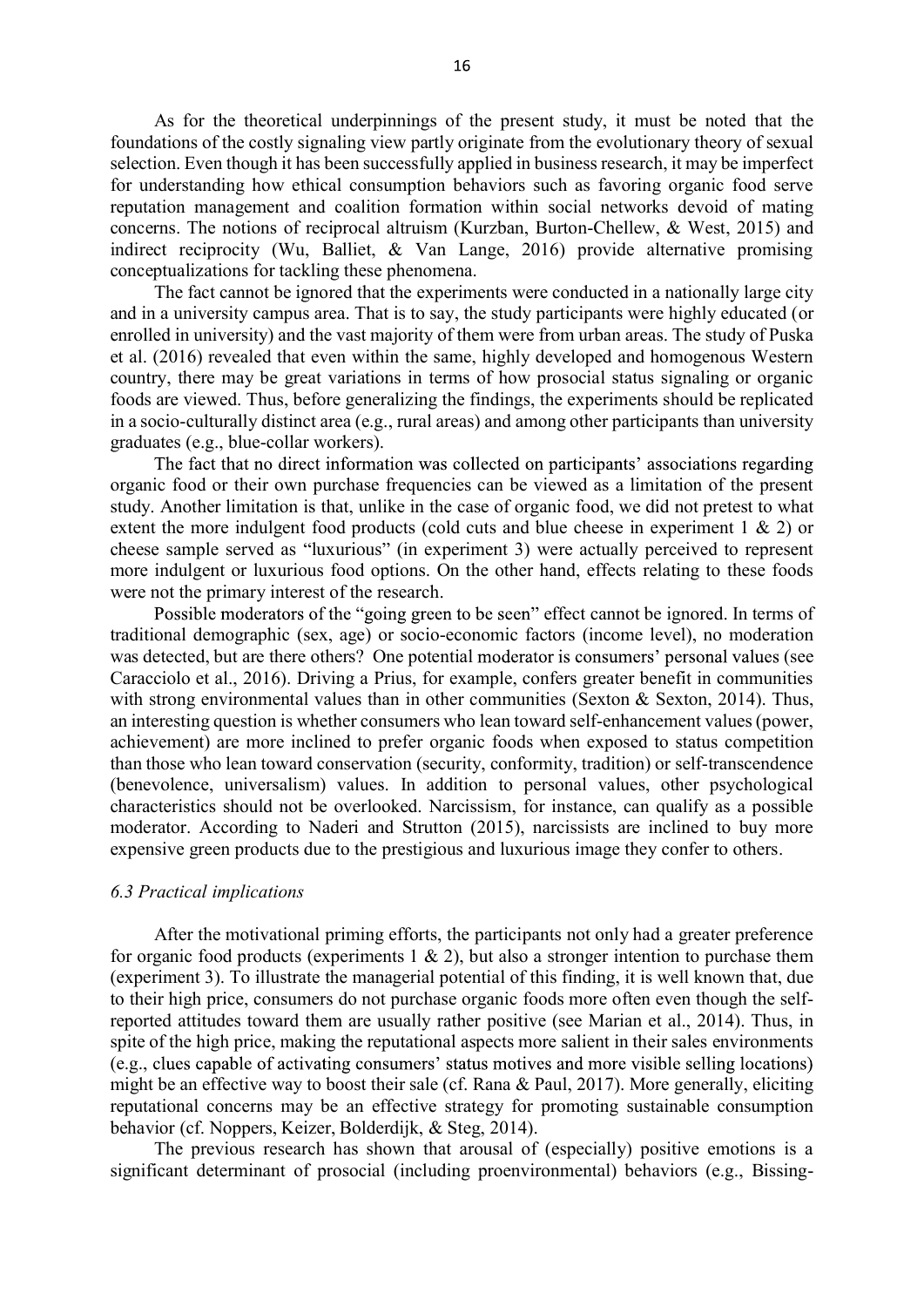As for the theoretical underpinnings of the present study, it must be noted that the foundations of the costly signaling view partly originate from the evolutionary theory of sexual selection. Even though it has been successfully applied in business research, it may be imperfect for understanding how ethical consumption behaviors such as favoring organic food serve reputation management and coalition formation within social networks devoid of mating concerns. The notions of reciprocal altruism (Kurzban, Burton-Chellew, & West, 2015) and indirect reciprocity (Wu, Balliet, & Van Lange, 2016) provide alternative promising conceptualizations for tackling these phenomena.

The fact cannot be ignored that the experiments were conducted in a nationally large city and in a university campus area. That is to say, the study participants were highly educated (or enrolled in university) and the vast majority of them were from urban areas. The study of Puska et al. (2016) revealed that even within the same, highly developed and homogenous Western country, there may be great variations in terms of how prosocial status signaling or organic foods are viewed. Thus, before generalizing the findings, the experiments should be replicated in a socio-culturally distinct area (e.g., rural areas) and among other participants than university graduates (e.g., blue-collar workers).

The fact that no direct information was collected on participants' associations regarding organic food or their own purchase frequencies can be viewed as a limitation of the present study. Another limitation is that, unlike in the case of organic food, we did not pretest to what extent the more indulgent food products (cold cuts and blue cheese in experiment 1 & 2) or cheese sample served as "luxurious" (in experiment 3) were actually perceived to represent more indulgent or luxurious food options. On the other hand, effects relating to these foods were not the primary interest of the research.

Possible moderators of the "going green to be seen" effect cannot be ignored. In terms of traditional demographic (sex, age) or socio-economic factors (income level), no moderation was detected, but are there others? One potential moderator is consumers' personal values (see Caracciolo et al., 2016). Driving a Prius, for example, confers greater benefit in communities with strong environmental values than in other communities (Sexton & Sexton, 2014). Thus, an interesting question is whether consumers who lean toward self-enhancement values (power, achievement) are more inclined to prefer organic foods when exposed to status competition than those who lean toward conservation (security, conformity, tradition) or self-transcendence (benevolence, universalism) values. In addition to personal values, other psychological characteristics should not be overlooked. Narcissism, for instance, can qualify as a possible moderator. According to Naderi and Strutton (2015), narcissists are inclined to buy more expensive green products due to the prestigious and luxurious image they confer to others.

### *6.3 Practical implications*

After the motivational priming efforts, the participants not only had a greater preference for organic food products (experiments 1 & 2), but also a stronger intention to purchase them (experiment 3). To illustrate the managerial potential of this finding, it is well known that, due to their high price, consumers do not purchase organic foods more often even though the self-reported attitudes toward them are usually rather positive (see Marian et al., 2014). Thus, in spite of the high price, making the reputational aspects more salient in their sales environments (e.g., clues capable of activating consumers' status motives and more visible selling locations) might be an effective way to boost their sale (cf. Rana & Paul, 2017). More generally, eliciting reputational concerns may be an effective strategy for promoting sustainable consumption behavior (cf. Noppers, Keizer, Bolderdijk, & Steg, 2014).

The previous research has shown that arousal of (especially) positive emotions is a significant determinant of prosocial (including proenvironmental) behaviors (e.g., Bissing-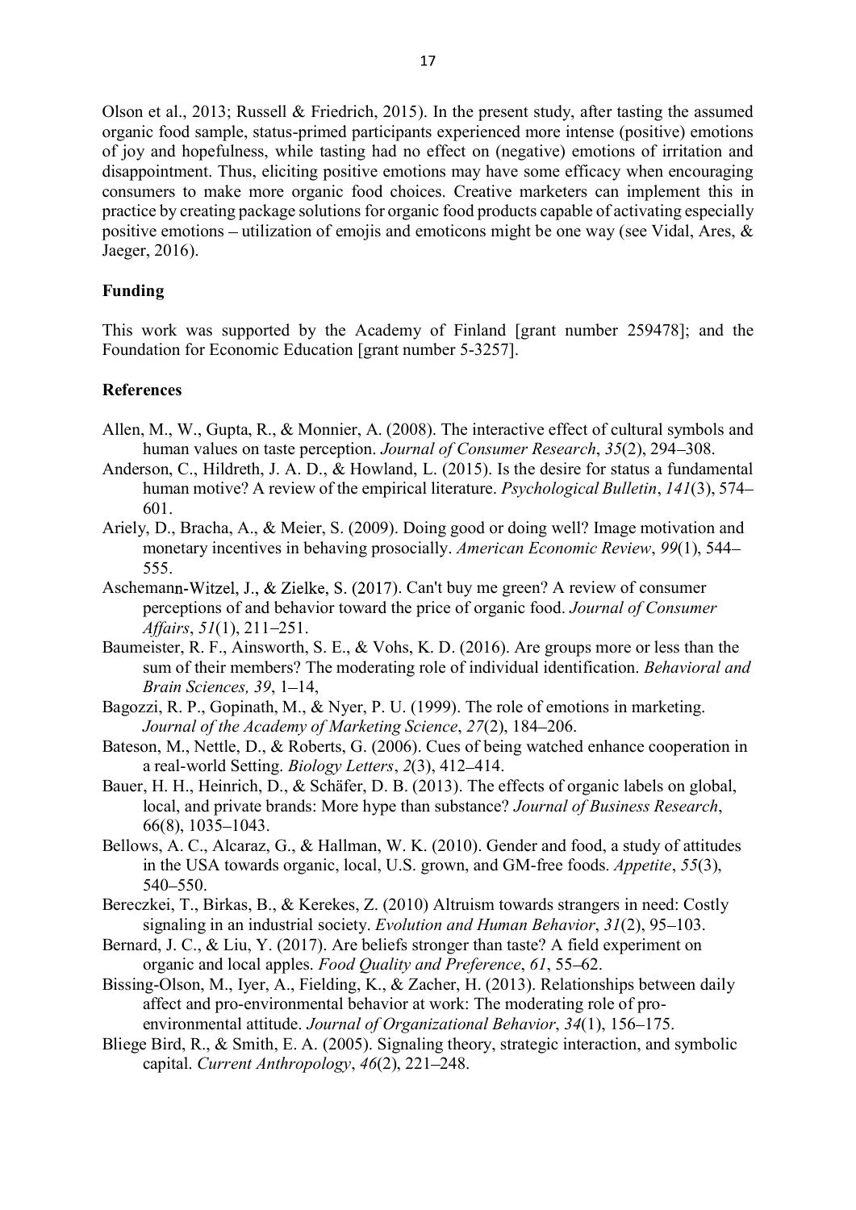Olson et al., 2013; Russell & Friedrich, 2015). In the present study, after tasting the assumed organic food sample, status-primed participants experienced more intense (positive) emotions of joy and hopefulness, while tasting had no effect on (negative) emotions of irritation and disappointment. Thus, eliciting positive emotions may have some efficacy when encouraging consumers to make more organic food choices. Creative marketers can implement this in practice by creating package solutions for organic food products capable of activating especially positive emotions – utilization of emojis and emoticons might be one way (see Vidal, Ares, & Jaeger, 2016).

## Funding

This work was supported by the Academy of Finland [grant number 259478]; and the Foundation for Economic Education [grant number 5-3257].

## References

Allen, M., W., Gupta, R., & Monnier, A. (2008). The interactive effect of cultural symbols and human values on taste perception. *Journal of Consumer Research*, *35*(2), 294–308.

Anderson, C., Hildreth, J. A. D., & Howland, L. (2015). Is the desire for status a fundamental human motive? A review of the empirical literature. *Psychological Bulletin*, *141*(3), 574–601.

Ariely, D., Bracha, A., & Meier, S. (2009). Doing good or doing well? Image motivation and monetary incentives in behaving prosocially. *American Economic Review*, *99*(1), 544–555.

Aschemann-Witzel, J., & Zielke, S. (2017). Can't buy me green? A review of consumer perceptions of and behavior toward the price of organic food. *Journal of Consumer Affairs*, *51*(1), 211–251.

Baumeister, R. F., Ainsworth, S. E., & Vohs, K. D. (2016). Are groups more or less than the sum of their members? The moderating role of individual identification. *Behavioral and Brain Sciences, 39*, 1–14,

Bagozzi, R. P., Gopinath, M., & Nyer, P. U. (1999). The role of emotions in marketing. *Journal of the Academy of Marketing Science*, *27*(2), 184–206.

Bateson, M., Nettle, D., & Roberts, G. (2006). Cues of being watched enhance cooperation in a real-world Setting. *Biology Letters*, *2*(3), 412–414.

Bauer, H. H., Heinrich, D., & Schäfer, D. B. (2013). The effects of organic labels on global, local, and private brands: More hype than substance? *Journal of Business Research*, 66(8), 1035–1043.

Bellows, A. C., Alcaraz, G., & Hallman, W. K. (2010). Gender and food, a study of attitudes in the USA towards organic, local, U.S. grown, and GM-free foods. *Appetite*, *55*(3), 540–550.

Bereczkei, T., Birkas, B., & Kerekes, Z. (2010) Altruism towards strangers in need: Costly signaling in an industrial society. *Evolution and Human Behavior*, *31*(2), 95–103.

Bernard, J. C., & Liu, Y. (2017). Are beliefs stronger than taste? A field experiment on organic and local apples. *Food Quality and Preference*, *61*, 55–62.

Bissing-Olson, M., Iyer, A., Fielding, K., & Zacher, H. (2013). Relationships between daily affect and pro-environmental behavior at work: The moderating role of pro-environmental attitude. *Journal of Organizational Behavior*, *34*(1), 156–175.

Bliege Bird, R., & Smith, E. A. (2005). Signaling theory, strategic interaction, and symbolic capital. *Current Anthropology*, *46*(2), 221–248.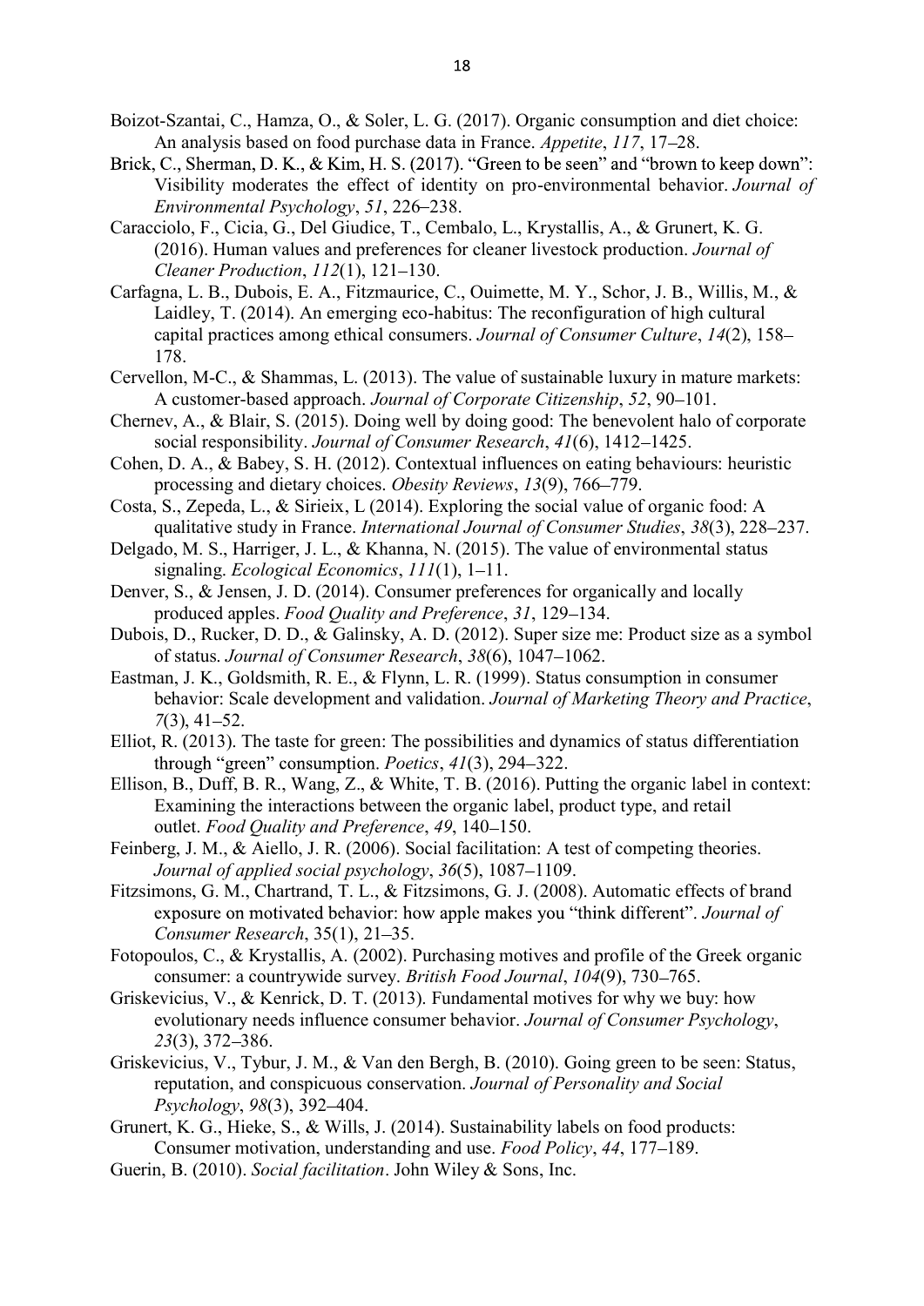Boizot-Szantai, C., Hamza, O., & Soler, L. G. (2017). Organic consumption and diet choice: An analysis based on food purchase data in France. *Appetite*, *117*, 17–28.

Brick, C., Sherman, D. K., & Kim, H. S. (2017). "Green to be seen" and "brown to keep down": Visibility moderates the effect of identity on pro-environmental behavior. *Journal of Environmental Psychology*, *51*, 226–238.

Caracciolo, F., Cicia, G., Del Giudice, T., Cembalo, L., Krystallis, A., & Grunert, K. G. (2016). Human values and preferences for cleaner livestock production. *Journal of Cleaner Production*, *112*(1), 121–130.

Carfagna, L. B., Dubois, E. A., Fitzmaurice, C., Ouimette, M. Y., Schor, J. B., Willis, M., & Laidley, T. (2014). An emerging eco-habitus: The reconfiguration of high cultural capital practices among ethical consumers. *Journal of Consumer Culture*, *14*(2), 158–178.

Cervellon, M-C., & Shammas, L. (2013). The value of sustainable luxury in mature markets: A customer-based approach. *Journal of Corporate Citizenship*, *52*, 90–101.

Chernev, A., & Blair, S. (2015). Doing well by doing good: The benevolent halo of corporate social responsibility. *Journal of Consumer Research*, *41*(6), 1412–1425.

Cohen, D. A., & Babey, S. H. (2012). Contextual influences on eating behaviours: heuristic processing and dietary choices. *Obesity Reviews*, *13*(9), 766–779.

Costa, S., Zepeda, L., & Sirieix, L (2014). Exploring the social value of organic food: A qualitative study in France. *International Journal of Consumer Studies*, *38*(3), 228–237.

Delgado, M. S., Harriger, J. L., & Khanna, N. (2015). The value of environmental status signaling. *Ecological Economics*, *111*(1), 1–11.

Denver, S., & Jensen, J. D. (2014). Consumer preferences for organically and locally produced apples. *Food Quality and Preference*, *31*, 129–134.

Dubois, D., Rucker, D. D., & Galinsky, A. D. (2012). Super size me: Product size as a symbol of status. *Journal of Consumer Research*, *38*(6), 1047–1062.

Eastman, J. K., Goldsmith, R. E., & Flynn, L. R. (1999). Status consumption in consumer behavior: Scale development and validation. *Journal of Marketing Theory and Practice*, *7*(3), 41–52.

Elliot, R. (2013). The taste for green: The possibilities and dynamics of status differentiation through "green" consumption. *Poetics*, *41*(3), 294–322.

Ellison, B., Duff, B. R., Wang, Z., & White, T. B. (2016). Putting the organic label in context: Examining the interactions between the organic label, product type, and retail outlet. *Food Quality and Preference*, *49*, 140–150.

Feinberg, J. M., & Aiello, J. R. (2006). Social facilitation: A test of competing theories. *Journal of applied social psychology*, *36*(5), 1087–1109.

Fitzsimons, G. M., Chartrand, T. L., & Fitzsimons, G. J. (2008). Automatic effects of brand exposure on motivated behavior: how apple makes you "think different". *Journal of Consumer Research*, 35(1), 21–35.

Fotopoulos, C., & Krystallis, A. (2002). Purchasing motives and profile of the Greek organic consumer: a countrywide survey. *British Food Journal*, *104*(9), 730–765.

Griskevicius, V., & Kenrick, D. T. (2013). Fundamental motives for why we buy: how evolutionary needs influence consumer behavior. *Journal of Consumer Psychology*, *23*(3), 372–386.

Griskevicius, V., Tybur, J. M., & Van den Bergh, B. (2010). Going green to be seen: Status, reputation, and conspicuous conservation. *Journal of Personality and Social Psychology*, *98*(3), 392–404.

Grunert, K. G., Hieke, S., & Wills, J. (2014). Sustainability labels on food products: Consumer motivation, understanding and use. *Food Policy*, *44*, 177–189.

Guerin, B. (2010). *Social facilitation*. John Wiley & Sons, Inc.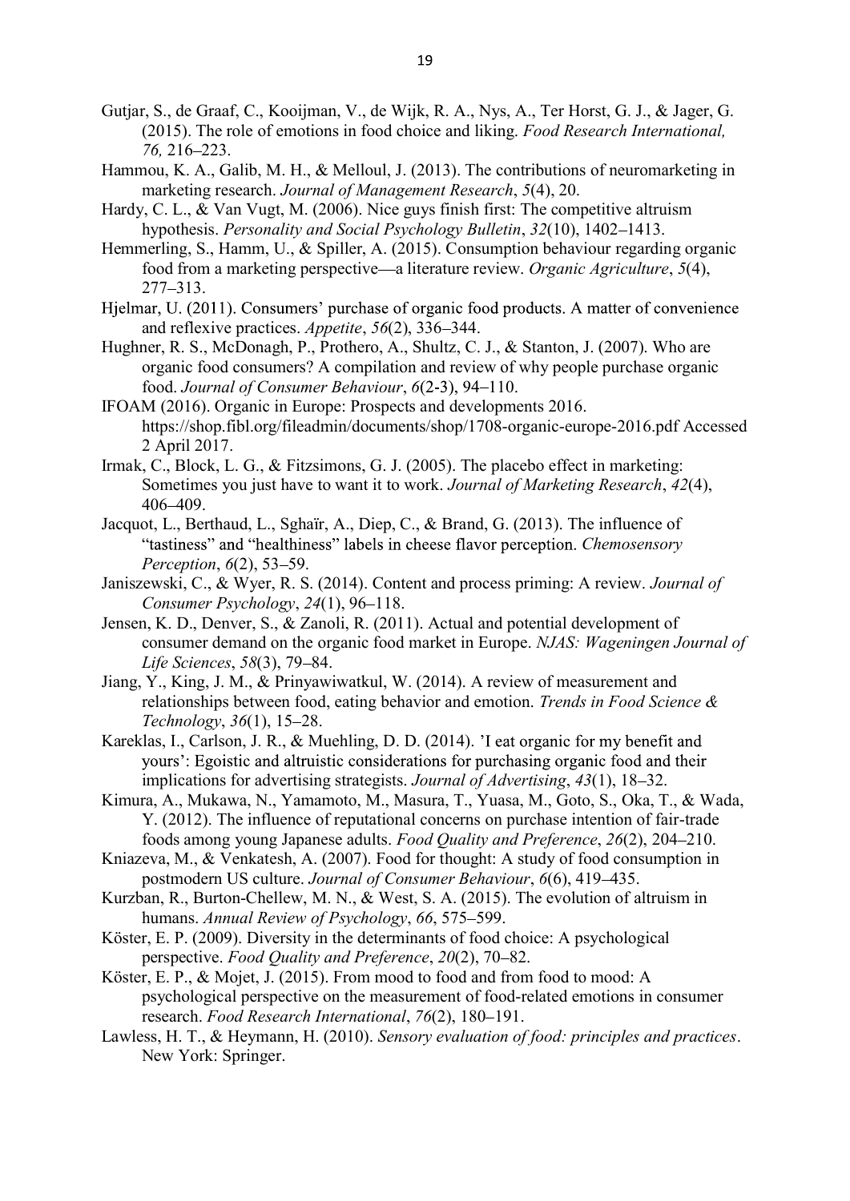Gutjar, S., de Graaf, C., Kooijman, V., de Wijk, R. A., Nys, A., Ter Horst, G. J., & Jager, G. (2015). The role of emotions in food choice and liking. *Food Research International, 76,* 216–223.

Hammou, K. A., Galib, M. H., & Melloul, J. (2013). The contributions of neuromarketing in marketing research. *Journal of Management Research*, *5*(4), 20.

Hardy, C. L., & Van Vugt, M. (2006). Nice guys finish first: The competitive altruism hypothesis. *Personality and Social Psychology Bulletin*, *32*(10), 1402–1413.

Hemmerling, S., Hamm, U., & Spiller, A. (2015). Consumption behaviour regarding organic food from a marketing perspective—a literature review. *Organic Agriculture*, *5*(4), 277–313.

Hjelmar, U. (2011). Consumers' purchase of organic food products. A matter of convenience and reflexive practices. *Appetite*, *56*(2), 336–344.

Hughner, R. S., McDonagh, P., Prothero, A., Shultz, C. J., & Stanton, J. (2007). Who are organic food consumers? A compilation and review of why people purchase organic food. *Journal of Consumer Behaviour*, *6*(2-3), 94–110.

IFOAM (2016). Organic in Europe: Prospects and developments 2016. https://shop.fibl.org/fileadmin/documents/shop/1708-organic-europe-2016.pdf Accessed 2 April 2017.

Irmak, C., Block, L. G., & Fitzsimons, G. J. (2005). The placebo effect in marketing: Sometimes you just have to want it to work. *Journal of Marketing Research*, *42*(4), 406–409.

Jacquot, L., Berthaud, L., Sghaïr, A., Diep, C., & Brand, G. (2013). The influence of "tastiness" and "healthiness" labels in cheese flavor perception. *Chemosensory Perception*, *6*(2), 53–59.

Janiszewski, C., & Wyer, R. S. (2014). Content and process priming: A review. *Journal of Consumer Psychology*, *24*(1), 96–118.

Jensen, K. D., Denver, S., & Zanoli, R. (2011). Actual and potential development of consumer demand on the organic food market in Europe. *NJAS: Wageningen Journal of Life Sciences*, *58*(3), 79–84.

Jiang, Y., King, J. M., & Prinyawiwatkul, W. (2014). A review of measurement and relationships between food, eating behavior and emotion. *Trends in Food Science & Technology*, *36*(1), 15–28.

Kareklas, I., Carlson, J. R., & Muehling, D. D. (2014). 'I eat organic for my benefit and yours': Egoistic and altruistic considerations for purchasing organic food and their implications for advertising strategists. *Journal of Advertising*, *43*(1), 18–32.

Kimura, A., Mukawa, N., Yamamoto, M., Masura, T., Yuasa, M., Goto, S., Oka, T., & Wada, Y. (2012). The influence of reputational concerns on purchase intention of fair-trade foods among young Japanese adults. *Food Quality and Preference*, *26*(2), 204–210.

Kniazeva, M., & Venkatesh, A. (2007). Food for thought: A study of food consumption in postmodern US culture. *Journal of Consumer Behaviour*, *6*(6), 419–435.

Kurzban, R., Burton-Chellew, M. N., & West, S. A. (2015). The evolution of altruism in humans. *Annual Review of Psychology*, *66*, 575–599.

Köster, E. P. (2009). Diversity in the determinants of food choice: A psychological perspective. *Food Quality and Preference*, *20*(2), 70–82.

Köster, E. P., & Mojet, J. (2015). From mood to food and from food to mood: A psychological perspective on the measurement of food-related emotions in consumer research. *Food Research International*, *76*(2), 180–191.

Lawless, H. T., & Heymann, H. (2010). *Sensory evaluation of food: principles and practices*. New York: Springer.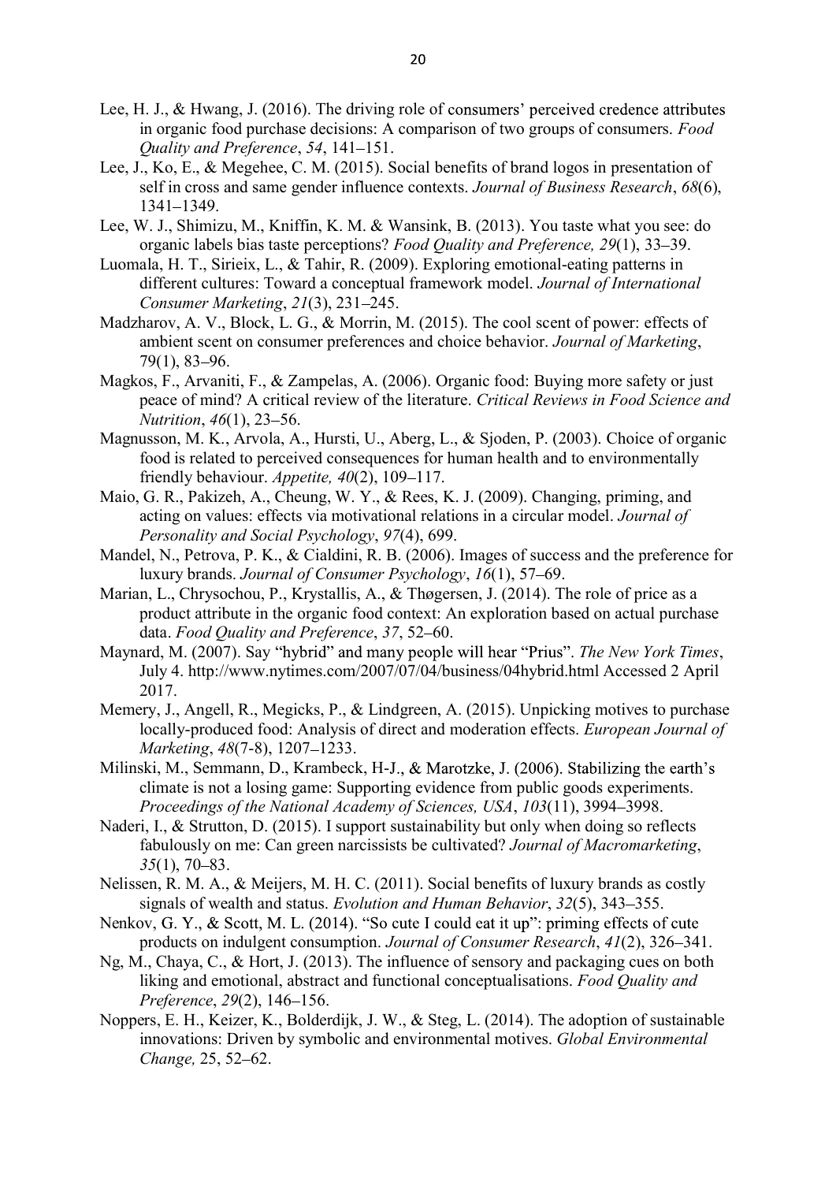Lee, H. J., & Hwang, J. (2016). The driving role of consumers' perceived credence attributes in organic food purchase decisions: A comparison of two groups of consumers. *Food Quality and Preference*, *54*, 141–151.

Lee, J., Ko, E., & Megehee, C. M. (2015). Social benefits of brand logos in presentation of self in cross and same gender influence contexts. *Journal of Business Research*, *68*(6), 1341–1349.

Lee, W. J., Shimizu, M., Kniffin, K. M. & Wansink, B. (2013). You taste what you see: do organic labels bias taste perceptions? *Food Quality and Preference, 29*(1), 33–39.

Luomala, H. T., Sirieix, L., & Tahir, R. (2009). Exploring emotional-eating patterns in different cultures: Toward a conceptual framework model. *Journal of International Consumer Marketing*, *21*(3), 231–245.

Madzharov, A. V., Block, L. G., & Morrin, M. (2015). The cool scent of power: effects of ambient scent on consumer preferences and choice behavior. *Journal of Marketing*, 79(1), 83–96.

Magkos, F., Arvaniti, F., & Zampelas, A. (2006). Organic food: Buying more safety or just peace of mind? A critical review of the literature. *Critical Reviews in Food Science and Nutrition*, *46*(1), 23–56.

Magnusson, M. K., Arvola, A., Hursti, U., Aberg, L., & Sjoden, P. (2003). Choice of organic food is related to perceived consequences for human health and to environmentally friendly behaviour. *Appetite, 40*(2), 109–117.

Maio, G. R., Pakizeh, A., Cheung, W. Y., & Rees, K. J. (2009). Changing, priming, and acting on values: effects via motivational relations in a circular model. *Journal of Personality and Social Psychology*, *97*(4), 699.

Mandel, N., Petrova, P. K., & Cialdini, R. B. (2006). Images of success and the preference for luxury brands. *Journal of Consumer Psychology*, *16*(1), 57–69.

Marian, L., Chrysochou, P., Krystallis, A., & Thøgersen, J. (2014). The role of price as a product attribute in the organic food context: An exploration based on actual purchase data. *Food Quality and Preference*, *37*, 52–60.

Maynard, M. (2007). Say "hybrid" and many people will hear "Prius". *The New York Times*, July 4. http://www.nytimes.com/2007/07/04/business/04hybrid.html Accessed 2 April 2017.

Memery, J., Angell, R., Megicks, P., & Lindgreen, A. (2015). Unpicking motives to purchase locally-produced food: Analysis of direct and moderation effects. *European Journal of Marketing*, *48*(7-8), 1207–1233.

Milinski, M., Semmann, D., Krambeck, H-J., & Marotzke, J. (2006). Stabilizing the earth's climate is not a losing game: Supporting evidence from public goods experiments. *Proceedings of the National Academy of Sciences, USA*, *103*(11), 3994–3998.

Naderi, I., & Strutton, D. (2015). I support sustainability but only when doing so reflects fabulously on me: Can green narcissists be cultivated? *Journal of Macromarketing*, *35*(1), 70–83.

Nelissen, R. M. A., & Meijers, M. H. C. (2011). Social benefits of luxury brands as costly signals of wealth and status. *Evolution and Human Behavior*, *32*(5), 343–355.

Nenkov, G. Y., & Scott, M. L. (2014). "So cute I could eat it up": priming effects of cute products on indulgent consumption. *Journal of Consumer Research*, *41*(2), 326–341.

Ng, M., Chaya, C., & Hort, J. (2013). The influence of sensory and packaging cues on both liking and emotional, abstract and functional conceptualisations. *Food Quality and Preference*, *29*(2), 146–156.

Noppers, E. H., Keizer, K., Bolderdijk, J. W., & Steg, L. (2014). The adoption of sustainable innovations: Driven by symbolic and environmental motives. *Global Environmental Change,* 25, 52–62.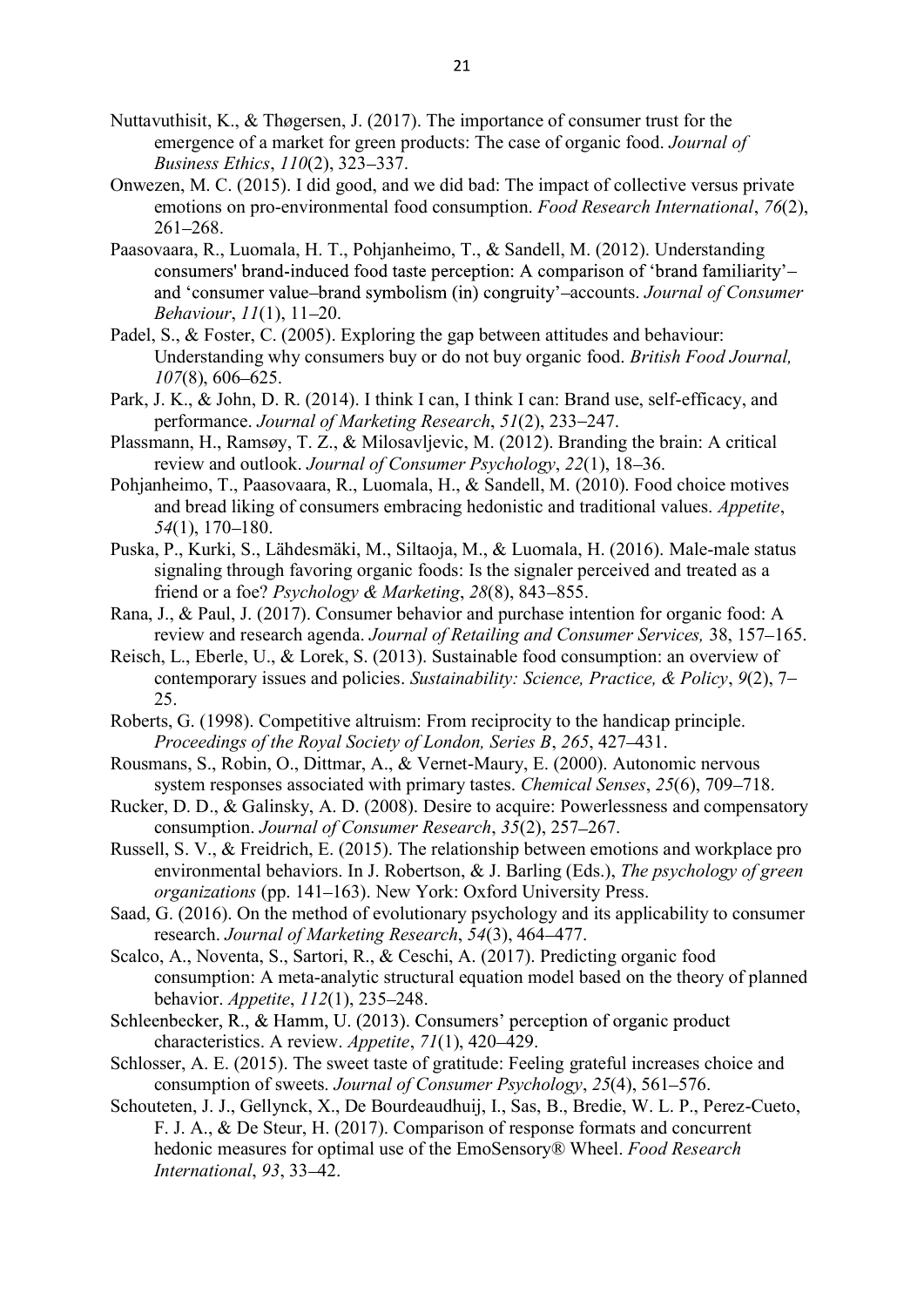Nuttavuthisit, K., & Thøgersen, J. (2017). The importance of consumer trust for the emergence of a market for green products: The case of organic food. *Journal of Business Ethics*, *110*(2), 323–337.

Onwezen, M. C. (2015). I did good, and we did bad: The impact of collective versus private emotions on pro-environmental food consumption. *Food Research International*, *76*(2), 261–268.

Paasovaara, R., Luomala, H. T., Pohjanheimo, T., & Sandell, M. (2012). Understanding consumers' brand-induced food taste perception: A comparison of 'brand familiarity'– and 'consumer value–brand symbolism (in) congruity'–accounts. *Journal of Consumer Behaviour*, *11*(1), 11–20.

Padel, S., & Foster, C. (2005). Exploring the gap between attitudes and behaviour: Understanding why consumers buy or do not buy organic food. *British Food Journal, 107*(8), 606–625.

Park, J. K., & John, D. R. (2014). I think I can, I think I can: Brand use, self-efficacy, and performance. *Journal of Marketing Research*, *51*(2), 233–247.

Plassmann, H., Ramsøy, T. Z., & Milosavljevic, M. (2012). Branding the brain: A critical review and outlook. *Journal of Consumer Psychology*, *22*(1), 18–36.

Pohjanheimo, T., Paasovaara, R., Luomala, H., & Sandell, M. (2010). Food choice motives and bread liking of consumers embracing hedonistic and traditional values. *Appetite*, *54*(1), 170–180.

Puska, P., Kurki, S., Lähdesmäki, M., Siltaoja, M., & Luomala, H. (2016). Male-male status signaling through favoring organic foods: Is the signaler perceived and treated as a friend or a foe? *Psychology & Marketing*, *28*(8), 843–855.

Rana, J., & Paul, J. (2017). Consumer behavior and purchase intention for organic food: A review and research agenda. *Journal of Retailing and Consumer Services,* 38, 157–165.

Reisch, L., Eberle, U., & Lorek, S. (2013). Sustainable food consumption: an overview of contemporary issues and policies. *Sustainability: Science, Practice, & Policy*, *9*(2), 7–25.

Roberts, G. (1998). Competitive altruism: From reciprocity to the handicap principle. *Proceedings of the Royal Society of London, Series B*, *265*, 427–431.

Rousmans, S., Robin, O., Dittmar, A., & Vernet-Maury, E. (2000). Autonomic nervous system responses associated with primary tastes. *Chemical Senses*, *25*(6), 709–718.

Rucker, D. D., & Galinsky, A. D. (2008). Desire to acquire: Powerlessness and compensatory consumption. *Journal of Consumer Research*, *35*(2), 257–267.

Russell, S. V., & Freidrich, E. (2015). The relationship between emotions and workplace pro environmental behaviors. In J. Robertson, & J. Barling (Eds.), *The psychology of green organizations* (pp. 141–163). New York: Oxford University Press.

Saad, G. (2016). On the method of evolutionary psychology and its applicability to consumer research. *Journal of Marketing Research*, *54*(3), 464–477.

Scalco, A., Noventa, S., Sartori, R., & Ceschi, A. (2017). Predicting organic food consumption: A meta-analytic structural equation model based on the theory of planned behavior. *Appetite*, *112*(1), 235–248.

Schleenbecker, R., & Hamm, U. (2013). Consumers' perception of organic product characteristics. A review. *Appetite*, *71*(1), 420–429.

Schlosser, A. E. (2015). The sweet taste of gratitude: Feeling grateful increases choice and consumption of sweets. *Journal of Consumer Psychology*, *25*(4), 561–576.

Schouteten, J. J., Gellynck, X., De Bourdeaudhuij, I., Sas, B., Bredie, W. L. P., Perez-Cueto, F. J. A., & De Steur, H. (2017). Comparison of response formats and concurrent hedonic measures for optimal use of the EmoSensory® Wheel. *Food Research International*, *93*, 33–42.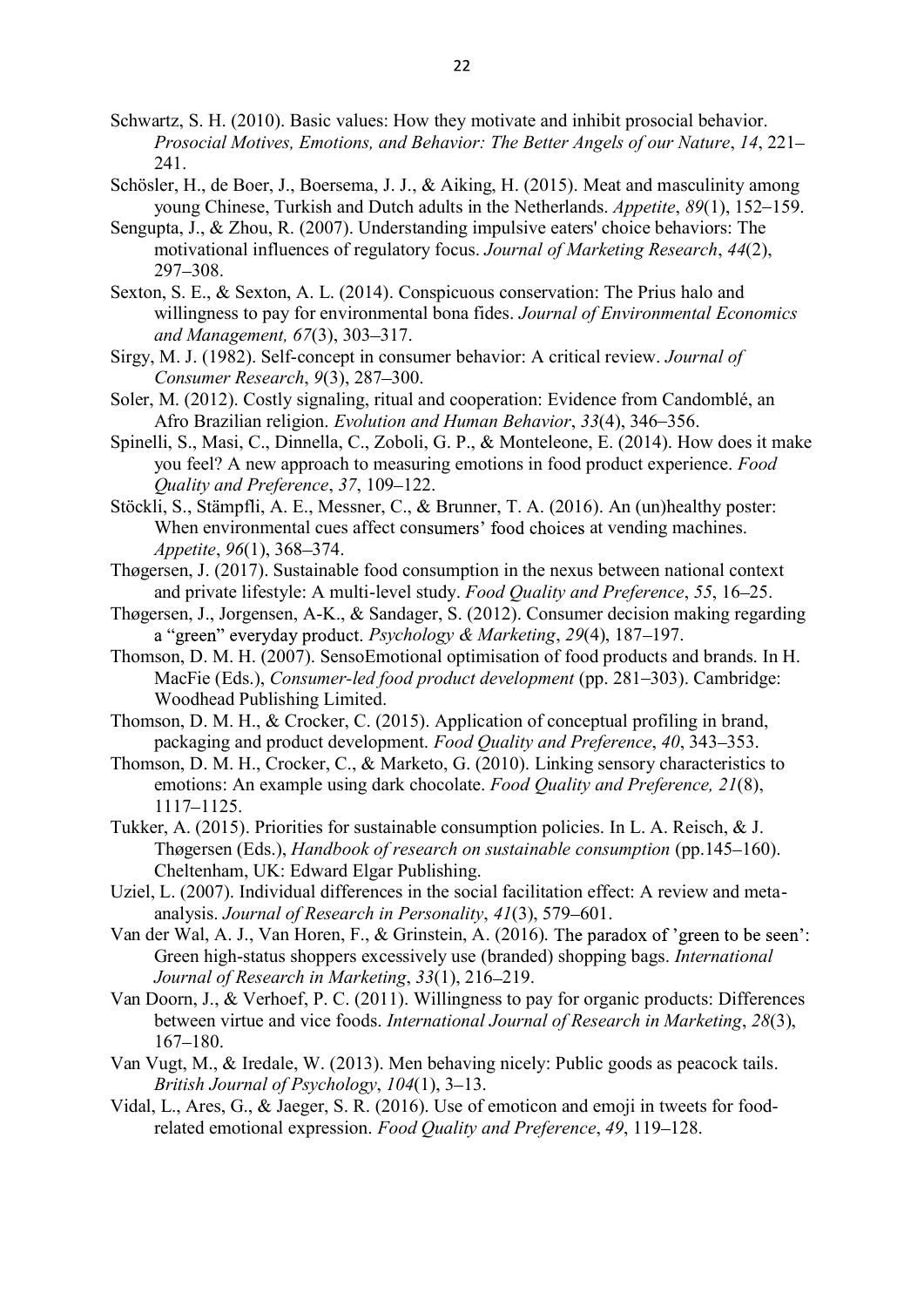Schwartz, S. H. (2010). Basic values: How they motivate and inhibit prosocial behavior. *Prosocial Motives, Emotions, and Behavior: The Better Angels of our Nature*, *14*, 221–241.

Schösler, H., de Boer, J., Boersema, J. J., & Aiking, H. (2015). Meat and masculinity among young Chinese, Turkish and Dutch adults in the Netherlands. *Appetite*, *89*(1), 152–159.

Sengupta, J., & Zhou, R. (2007). Understanding impulsive eaters' choice behaviors: The motivational influences of regulatory focus. *Journal of Marketing Research*, *44*(2), 297–308.

Sexton, S. E., & Sexton, A. L. (2014). Conspicuous conservation: The Prius halo and willingness to pay for environmental bona fides. *Journal of Environmental Economics and Management, 67*(3), 303–317.

Sirgy, M. J. (1982). Self-concept in consumer behavior: A critical review. *Journal of Consumer Research*, *9*(3), 287–300.

Soler, M. (2012). Costly signaling, ritual and cooperation: Evidence from Candomblé, an Afro Brazilian religion. *Evolution and Human Behavior*, *33*(4), 346–356.

Spinelli, S., Masi, C., Dinnella, C., Zoboli, G. P., & Monteleone, E. (2014). How does it make you feel? A new approach to measuring emotions in food product experience. *Food Quality and Preference*, *37*, 109–122.

Stöckli, S., Stämpfli, A. E., Messner, C., & Brunner, T. A. (2016). An (un)healthy poster: When environmental cues affect consumers' food choices at vending machines. *Appetite*, *96*(1), 368–374.

Thøgersen, J. (2017). Sustainable food consumption in the nexus between national context and private lifestyle: A multi-level study. *Food Quality and Preference*, *55*, 16–25.

Thøgersen, J., Jorgensen, A-K., & Sandager, S. (2012). Consumer decision making regarding a "green" everyday product. *Psychology & Marketing*, *29*(4), 187–197.

Thomson, D. M. H. (2007). SensoEmotional optimisation of food products and brands. In H. MacFie (Eds.), *Consumer-led food product development* (pp. 281–303). Cambridge: Woodhead Publishing Limited.

Thomson, D. M. H., & Crocker, C. (2015). Application of conceptual profiling in brand, packaging and product development. *Food Quality and Preference*, *40*, 343–353.

Thomson, D. M. H., Crocker, C., & Marketo, G. (2010). Linking sensory characteristics to emotions: An example using dark chocolate. *Food Quality and Preference, 21*(8), 1117–1125.

Tukker, A. (2015). Priorities for sustainable consumption policies. In L. A. Reisch, & J. Thøgersen (Eds.), *Handbook of research on sustainable consumption* (pp.145–160). Cheltenham, UK: Edward Elgar Publishing.

Uziel, L. (2007). Individual differences in the social facilitation effect: A review and meta-analysis. *Journal of Research in Personality*, *41*(3), 579–601.

Van der Wal, A. J., Van Horen, F., & Grinstein, A. (2016). The paradox of 'green to be seen': Green high-status shoppers excessively use (branded) shopping bags. *International Journal of Research in Marketing*, *33*(1), 216–219.

Van Doorn, J., & Verhoef, P. C. (2011). Willingness to pay for organic products: Differences between virtue and vice foods. *International Journal of Research in Marketing*, *28*(3), 167–180.

Van Vugt, M., & Iredale, W. (2013). Men behaving nicely: Public goods as peacock tails. *British Journal of Psychology*, *104*(1), 3–13.

Vidal, L., Ares, G., & Jaeger, S. R. (2016). Use of emoticon and emoji in tweets for food-related emotional expression. *Food Quality and Preference*, *49*, 119–128.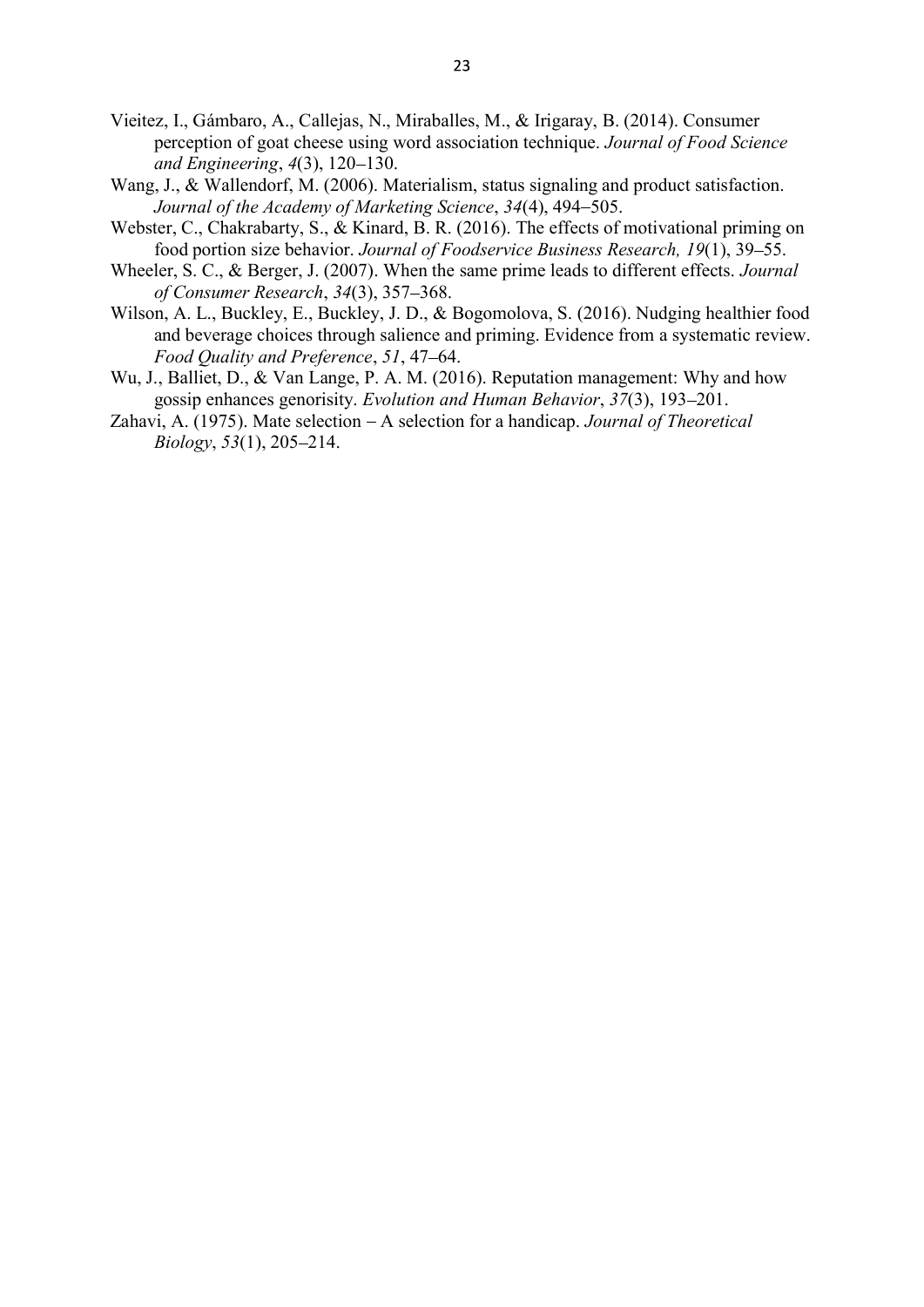Vieitez, I., Gámbaro, A., Callejas, N., Miraballes, M., & Irigaray, B. (2014). Consumer perception of goat cheese using word association technique. *Journal of Food Science and Engineering*, *4*(3), 120–130.

Wang, J., & Wallendorf, M. (2006). Materialism, status signaling and product satisfaction. *Journal of the Academy of Marketing Science*, *34*(4), 494–505.

Webster, C., Chakrabarty, S., & Kinard, B. R. (2016). The effects of motivational priming on food portion size behavior. *Journal of Foodservice Business Research, 19*(1), 39–55.

Wheeler, S. C., & Berger, J. (2007). When the same prime leads to different effects. *Journal of Consumer Research*, *34*(3), 357–368.

Wilson, A. L., Buckley, E., Buckley, J. D., & Bogomolova, S. (2016). Nudging healthier food and beverage choices through salience and priming. Evidence from a systematic review. *Food Quality and Preference*, *51*, 47–64.

Wu, J., Balliet, D., & Van Lange, P. A. M. (2016). Reputation management: Why and how gossip enhances genorisity. *Evolution and Human Behavior*, *37*(3), 193–201.

Zahavi, A. (1975). Mate selection – A selection for a handicap. *Journal of Theoretical Biology*, *53*(1), 205–214.